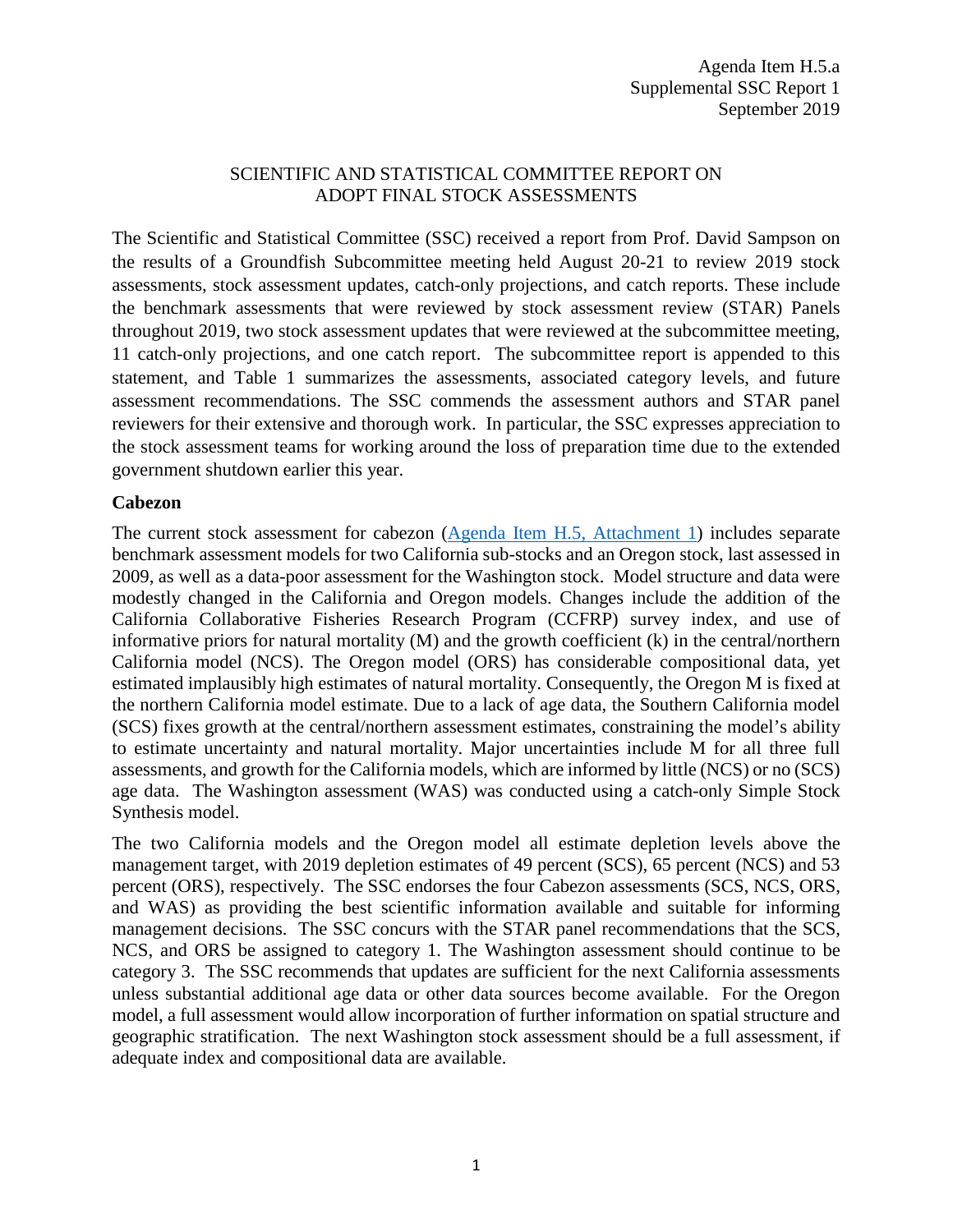Agenda Item H.5.a
Supplemental SSC Report 1
September 2019

# SCIENTIFIC AND STATISTICAL COMMITTEE REPORT ON ADOPT FINAL STOCK ASSESSMENTS

The Scientific and Statistical Committee (SSC) received a report from Prof. David Sampson on the results of a Groundfish Subcommittee meeting held August 20-21 to review 2019 stock assessments, stock assessment updates, catch-only projections, and catch reports. These include the benchmark assessments that were reviewed by stock assessment review (STAR) Panels throughout 2019, two stock assessment updates that were reviewed at the subcommittee meeting, 11 catch-only projections, and one catch report. The subcommittee report is appended to this statement, and Table 1 summarizes the assessments, associated category levels, and future assessment recommendations. The SSC commends the assessment authors and STAR panel reviewers for their extensive and thorough work. In particular, the SSC expresses appreciation to the stock assessment teams for working around the loss of preparation time due to the extended government shutdown earlier this year.

## Cabezon

The current stock assessment for cabezon (Agenda Item H.5, Attachment 1) includes separate benchmark assessment models for two California sub-stocks and an Oregon stock, last assessed in 2009, as well as a data-poor assessment for the Washington stock. Model structure and data were modestly changed in the California and Oregon models. Changes include the addition of the California Collaborative Fisheries Research Program (CCFRP) survey index, and use of informative priors for natural mortality (M) and the growth coefficient (k) in the central/northern California model (NCS). The Oregon model (ORS) has considerable compositional data, yet estimated implausibly high estimates of natural mortality. Consequently, the Oregon M is fixed at the northern California model estimate. Due to a lack of age data, the Southern California model (SCS) fixes growth at the central/northern assessment estimates, constraining the model's ability to estimate uncertainty and natural mortality. Major uncertainties include M for all three full assessments, and growth for the California models, which are informed by little (NCS) or no (SCS) age data. The Washington assessment (WAS) was conducted using a catch-only Simple Stock Synthesis model.

The two California models and the Oregon model all estimate depletion levels above the management target, with 2019 depletion estimates of 49 percent (SCS), 65 percent (NCS) and 53 percent (ORS), respectively. The SSC endorses the four Cabezon assessments (SCS, NCS, ORS, and WAS) as providing the best scientific information available and suitable for informing management decisions. The SSC concurs with the STAR panel recommendations that the SCS, NCS, and ORS be assigned to category 1. The Washington assessment should continue to be category 3. The SSC recommends that updates are sufficient for the next California assessments unless substantial additional age data or other data sources become available. For the Oregon model, a full assessment would allow incorporation of further information on spatial structure and geographic stratification. The next Washington stock assessment should be a full assessment, if adequate index and compositional data are available.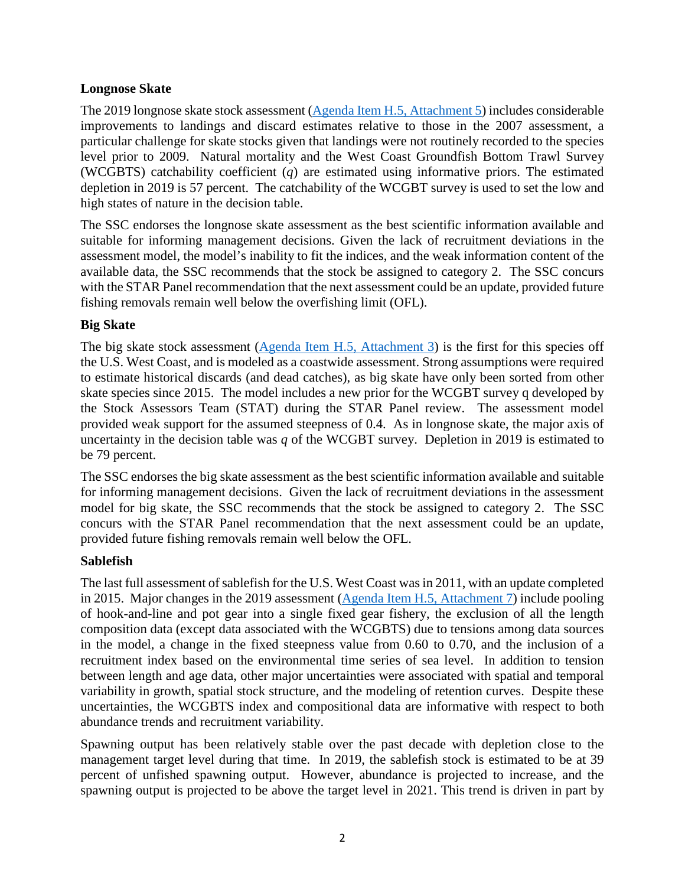**Longnose Skate**

The 2019 longnose skate stock assessment (Agenda Item H.5, Attachment 5) includes considerable improvements to landings and discard estimates relative to those in the 2007 assessment, a particular challenge for skate stocks given that landings were not routinely recorded to the species level prior to 2009. Natural mortality and the West Coast Groundfish Bottom Trawl Survey (WCGBTS) catchability coefficient (*q*) are estimated using informative priors. The estimated depletion in 2019 is 57 percent. The catchability of the WCGBT survey is used to set the low and high states of nature in the decision table.

The SSC endorses the longnose skate assessment as the best scientific information available and suitable for informing management decisions. Given the lack of recruitment deviations in the assessment model, the model's inability to fit the indices, and the weak information content of the available data, the SSC recommends that the stock be assigned to category 2. The SSC concurs with the STAR Panel recommendation that the next assessment could be an update, provided future fishing removals remain well below the overfishing limit (OFL).

**Big Skate**

The big skate stock assessment (Agenda Item H.5, Attachment 3) is the first for this species off the U.S. West Coast, and is modeled as a coastwide assessment. Strong assumptions were required to estimate historical discards (and dead catches), as big skate have only been sorted from other skate species since 2015. The model includes a new prior for the WCGBT survey q developed by the Stock Assessors Team (STAT) during the STAR Panel review. The assessment model provided weak support for the assumed steepness of 0.4. As in longnose skate, the major axis of uncertainty in the decision table was *q* of the WCGBT survey. Depletion in 2019 is estimated to be 79 percent.

The SSC endorses the big skate assessment as the best scientific information available and suitable for informing management decisions. Given the lack of recruitment deviations in the assessment model for big skate, the SSC recommends that the stock be assigned to category 2. The SSC concurs with the STAR Panel recommendation that the next assessment could be an update, provided future fishing removals remain well below the OFL.

**Sablefish**

The last full assessment of sablefish for the U.S. West Coast was in 2011, with an update completed in 2015. Major changes in the 2019 assessment (Agenda Item H.5, Attachment 7) include pooling of hook-and-line and pot gear into a single fixed gear fishery, the exclusion of all the length composition data (except data associated with the WCGBTS) due to tensions among data sources in the model, a change in the fixed steepness value from 0.60 to 0.70, and the inclusion of a recruitment index based on the environmental time series of sea level. In addition to tension between length and age data, other major uncertainties were associated with spatial and temporal variability in growth, spatial stock structure, and the modeling of retention curves. Despite these uncertainties, the WCGBTS index and compositional data are informative with respect to both abundance trends and recruitment variability.

Spawning output has been relatively stable over the past decade with depletion close to the management target level during that time. In 2019, the sablefish stock is estimated to be at 39 percent of unfished spawning output. However, abundance is projected to increase, and the spawning output is projected to be above the target level in 2021. This trend is driven in part by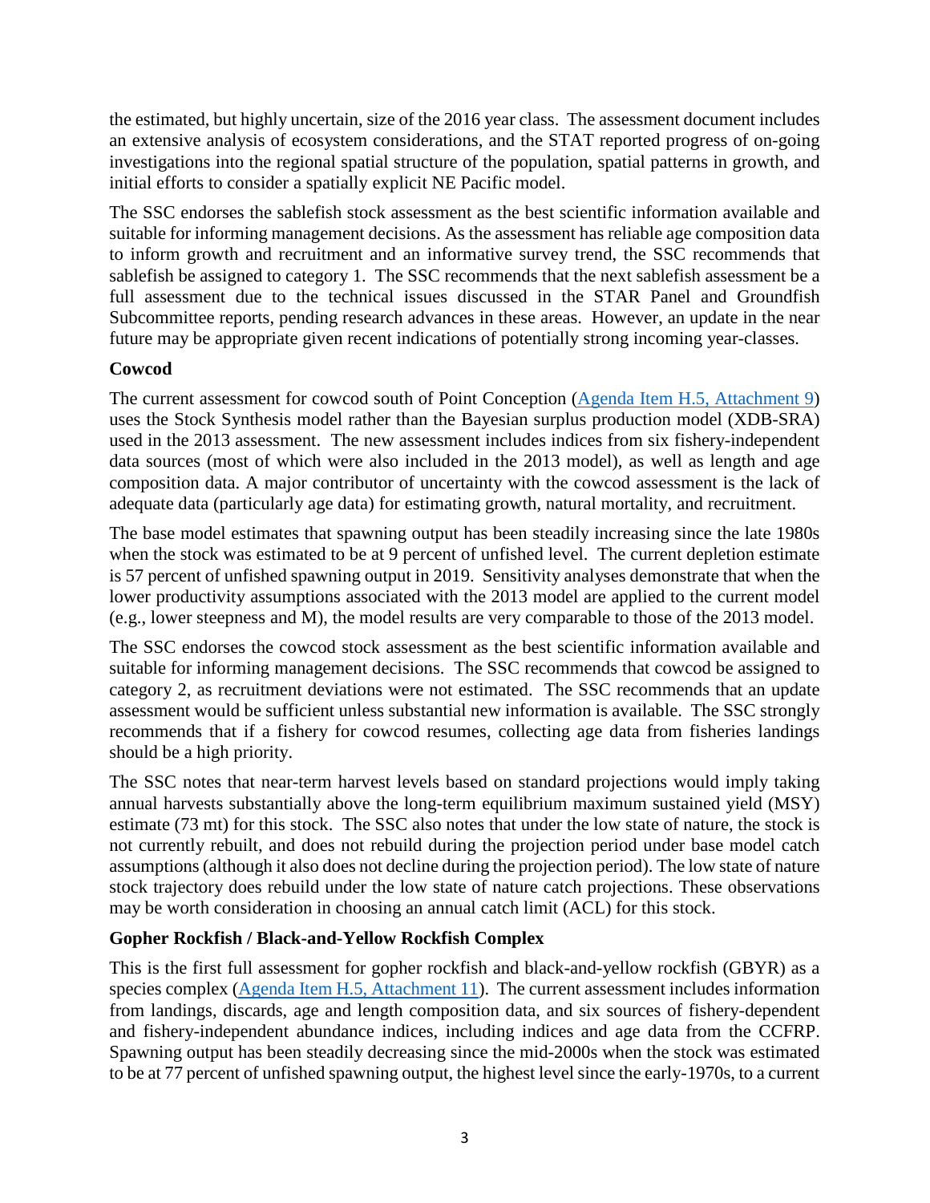the estimated, but highly uncertain, size of the 2016 year class. The assessment document includes an extensive analysis of ecosystem considerations, and the STAT reported progress of on-going investigations into the regional spatial structure of the population, spatial patterns in growth, and initial efforts to consider a spatially explicit NE Pacific model.

The SSC endorses the sablefish stock assessment as the best scientific information available and suitable for informing management decisions. As the assessment has reliable age composition data to inform growth and recruitment and an informative survey trend, the SSC recommends that sablefish be assigned to category 1. The SSC recommends that the next sablefish assessment be a full assessment due to the technical issues discussed in the STAR Panel and Groundfish Subcommittee reports, pending research advances in these areas. However, an update in the near future may be appropriate given recent indications of potentially strong incoming year-classes.

**Cowcod**

The current assessment for cowcod south of Point Conception (Agenda Item H.5, Attachment 9) uses the Stock Synthesis model rather than the Bayesian surplus production model (XDB-SRA) used in the 2013 assessment. The new assessment includes indices from six fishery-independent data sources (most of which were also included in the 2013 model), as well as length and age composition data. A major contributor of uncertainty with the cowcod assessment is the lack of adequate data (particularly age data) for estimating growth, natural mortality, and recruitment.

The base model estimates that spawning output has been steadily increasing since the late 1980s when the stock was estimated to be at 9 percent of unfished level. The current depletion estimate is 57 percent of unfished spawning output in 2019. Sensitivity analyses demonstrate that when the lower productivity assumptions associated with the 2013 model are applied to the current model (e.g., lower steepness and M), the model results are very comparable to those of the 2013 model.

The SSC endorses the cowcod stock assessment as the best scientific information available and suitable for informing management decisions. The SSC recommends that cowcod be assigned to category 2, as recruitment deviations were not estimated. The SSC recommends that an update assessment would be sufficient unless substantial new information is available. The SSC strongly recommends that if a fishery for cowcod resumes, collecting age data from fisheries landings should be a high priority.

The SSC notes that near-term harvest levels based on standard projections would imply taking annual harvests substantially above the long-term equilibrium maximum sustained yield (MSY) estimate (73 mt) for this stock. The SSC also notes that under the low state of nature, the stock is not currently rebuilt, and does not rebuild during the projection period under base model catch assumptions (although it also does not decline during the projection period). The low state of nature stock trajectory does rebuild under the low state of nature catch projections. These observations may be worth consideration in choosing an annual catch limit (ACL) for this stock.

**Gopher Rockfish / Black-and-Yellow Rockfish Complex**

This is the first full assessment for gopher rockfish and black-and-yellow rockfish (GBYR) as a species complex (Agenda Item H.5, Attachment 11). The current assessment includes information from landings, discards, age and length composition data, and six sources of fishery-dependent and fishery-independent abundance indices, including indices and age data from the CCFRP. Spawning output has been steadily decreasing since the mid-2000s when the stock was estimated to be at 77 percent of unfished spawning output, the highest level since the early-1970s, to a current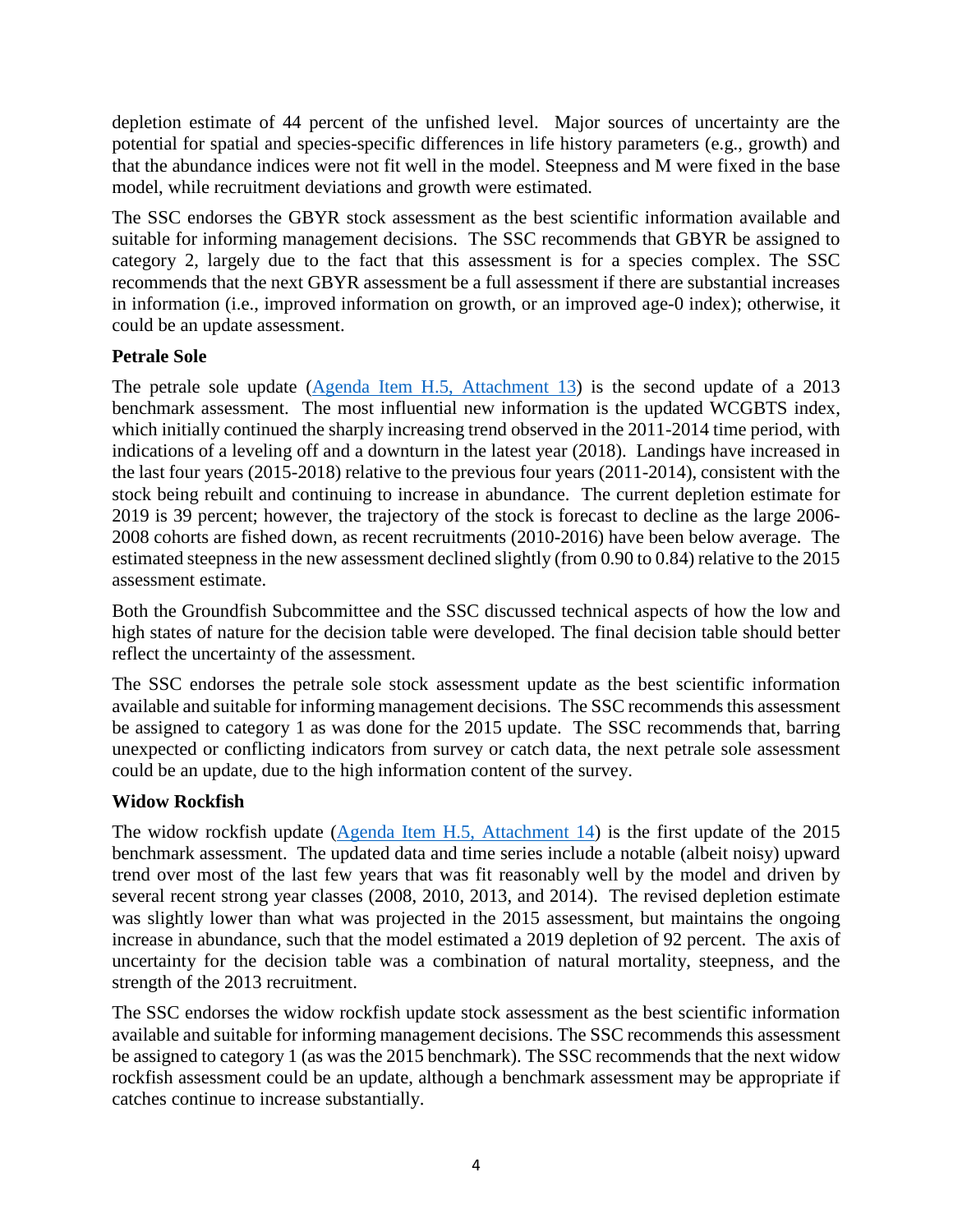depletion estimate of 44 percent of the unfished level. Major sources of uncertainty are the potential for spatial and species-specific differences in life history parameters (e.g., growth) and that the abundance indices were not fit well in the model. Steepness and M were fixed in the base model, while recruitment deviations and growth were estimated.

The SSC endorses the GBYR stock assessment as the best scientific information available and suitable for informing management decisions. The SSC recommends that GBYR be assigned to category 2, largely due to the fact that this assessment is for a species complex. The SSC recommends that the next GBYR assessment be a full assessment if there are substantial increases in information (i.e., improved information on growth, or an improved age-0 index); otherwise, it could be an update assessment.

**Petrale Sole**

The petrale sole update (Agenda Item H.5, Attachment 13) is the second update of a 2013 benchmark assessment. The most influential new information is the updated WCGBTS index, which initially continued the sharply increasing trend observed in the 2011-2014 time period, with indications of a leveling off and a downturn in the latest year (2018). Landings have increased in the last four years (2015-2018) relative to the previous four years (2011-2014), consistent with the stock being rebuilt and continuing to increase in abundance. The current depletion estimate for 2019 is 39 percent; however, the trajectory of the stock is forecast to decline as the large 2006-2008 cohorts are fished down, as recent recruitments (2010-2016) have been below average. The estimated steepness in the new assessment declined slightly (from 0.90 to 0.84) relative to the 2015 assessment estimate.

Both the Groundfish Subcommittee and the SSC discussed technical aspects of how the low and high states of nature for the decision table were developed. The final decision table should better reflect the uncertainty of the assessment.

The SSC endorses the petrale sole stock assessment update as the best scientific information available and suitable for informing management decisions. The SSC recommends this assessment be assigned to category 1 as was done for the 2015 update. The SSC recommends that, barring unexpected or conflicting indicators from survey or catch data, the next petrale sole assessment could be an update, due to the high information content of the survey.

**Widow Rockfish**

The widow rockfish update (Agenda Item H.5, Attachment 14) is the first update of the 2015 benchmark assessment. The updated data and time series include a notable (albeit noisy) upward trend over most of the last few years that was fit reasonably well by the model and driven by several recent strong year classes (2008, 2010, 2013, and 2014). The revised depletion estimate was slightly lower than what was projected in the 2015 assessment, but maintains the ongoing increase in abundance, such that the model estimated a 2019 depletion of 92 percent. The axis of uncertainty for the decision table was a combination of natural mortality, steepness, and the strength of the 2013 recruitment.

The SSC endorses the widow rockfish update stock assessment as the best scientific information available and suitable for informing management decisions. The SSC recommends this assessment be assigned to category 1 (as was the 2015 benchmark). The SSC recommends that the next widow rockfish assessment could be an update, although a benchmark assessment may be appropriate if catches continue to increase substantially.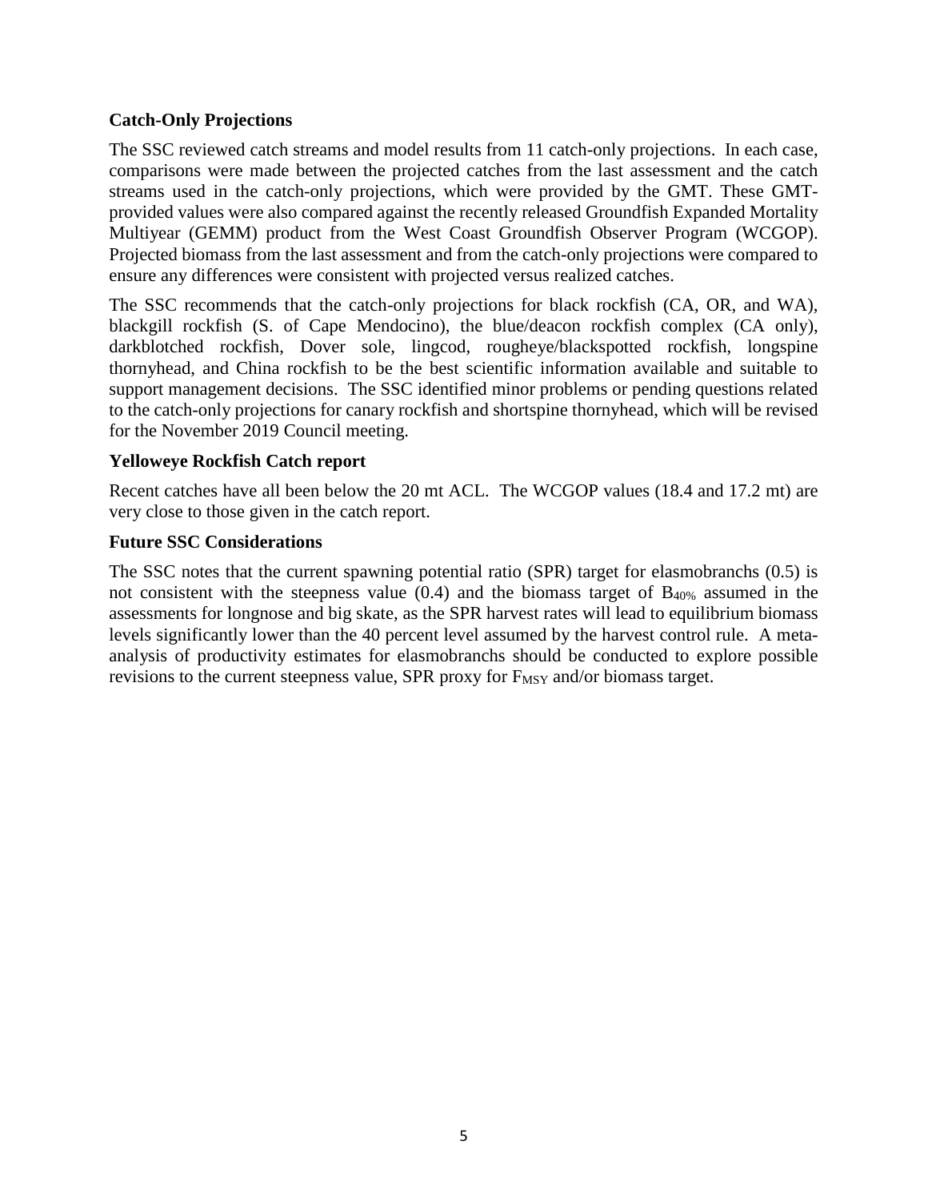**Catch-Only Projections**

The SSC reviewed catch streams and model results from 11 catch-only projections. In each case, comparisons were made between the projected catches from the last assessment and the catch streams used in the catch-only projections, which were provided by the GMT. These GMT-provided values were also compared against the recently released Groundfish Expanded Mortality Multiyear (GEMM) product from the West Coast Groundfish Observer Program (WCGOP). Projected biomass from the last assessment and from the catch-only projections were compared to ensure any differences were consistent with projected versus realized catches.

The SSC recommends that the catch-only projections for black rockfish (CA, OR, and WA), blackgill rockfish (S. of Cape Mendocino), the blue/deacon rockfish complex (CA only), darkblotched rockfish, Dover sole, lingcod, rougheye/blackspotted rockfish, longspine thornyhead, and China rockfish to be the best scientific information available and suitable to support management decisions. The SSC identified minor problems or pending questions related to the catch-only projections for canary rockfish and shortspine thornyhead, which will be revised for the November 2019 Council meeting.

**Yelloweye Rockfish Catch report**

Recent catches have all been below the 20 mt ACL. The WCGOP values (18.4 and 17.2 mt) are very close to those given in the catch report.

**Future SSC Considerations**

The SSC notes that the current spawning potential ratio (SPR) target for elasmobranchs (0.5) is not consistent with the steepness value (0.4) and the biomass target of $B_{40\%}$ assumed in the assessments for longnose and big skate, as the SPR harvest rates will lead to equilibrium biomass levels significantly lower than the 40 percent level assumed by the harvest control rule. A meta-analysis of productivity estimates for elasmobranchs should be conducted to explore possible revisions to the current steepness value, SPR proxy for $F_{MSY}$ and/or biomass target.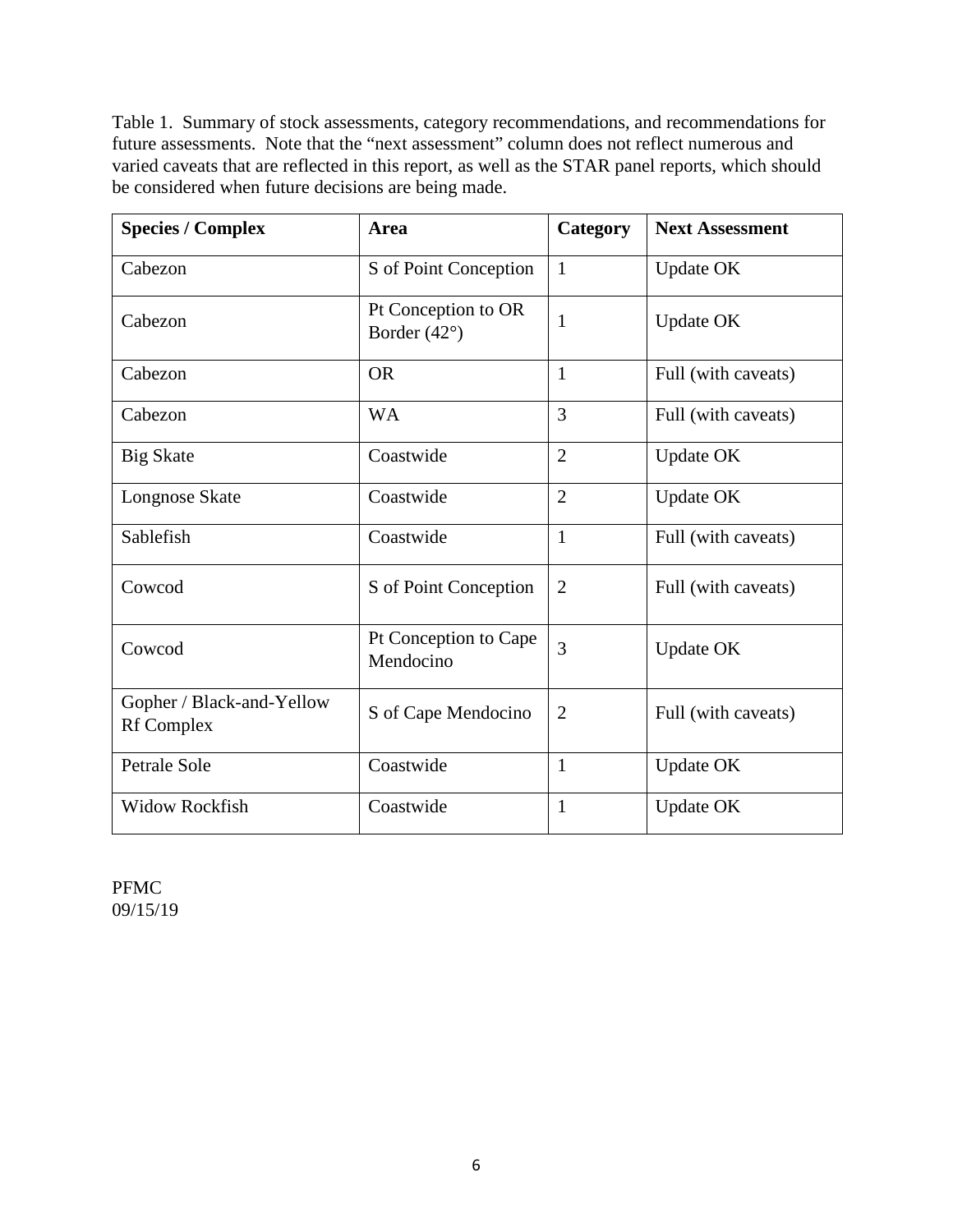Table 1. Summary of stock assessments, category recommendations, and recommendations for future assessments. Note that the "next assessment" column does not reflect numerous and varied caveats that are reflected in this report, as well as the STAR panel reports, which should be considered when future decisions are being made.

| **Species / Complex** | **Area** | **Category** | **Next Assessment** |
|---|---|---|---|
| Cabezon | S of Point Conception | 1 | Update OK |
| Cabezon | Pt Conception to OR Border (42°) | 1 | Update OK |
| Cabezon | OR | 1 | Full (with caveats) |
| Cabezon | WA | 3 | Full (with caveats) |
| Big Skate | Coastwide | 2 | Update OK |
| Longnose Skate | Coastwide | 2 | Update OK |
| Sablefish | Coastwide | 1 | Full (with caveats) |
| Cowcod | S of Point Conception | 2 | Full (with caveats) |
| Cowcod | Pt Conception to Cape Mendocino | 3 | Update OK |
| Gopher / Black-and-Yellow Rf Complex | S of Cape Mendocino | 2 | Full (with caveats) |
| Petrale Sole | Coastwide | 1 | Update OK |
| Widow Rockfish | Coastwide | 1 | Update OK |

PFMC
09/15/19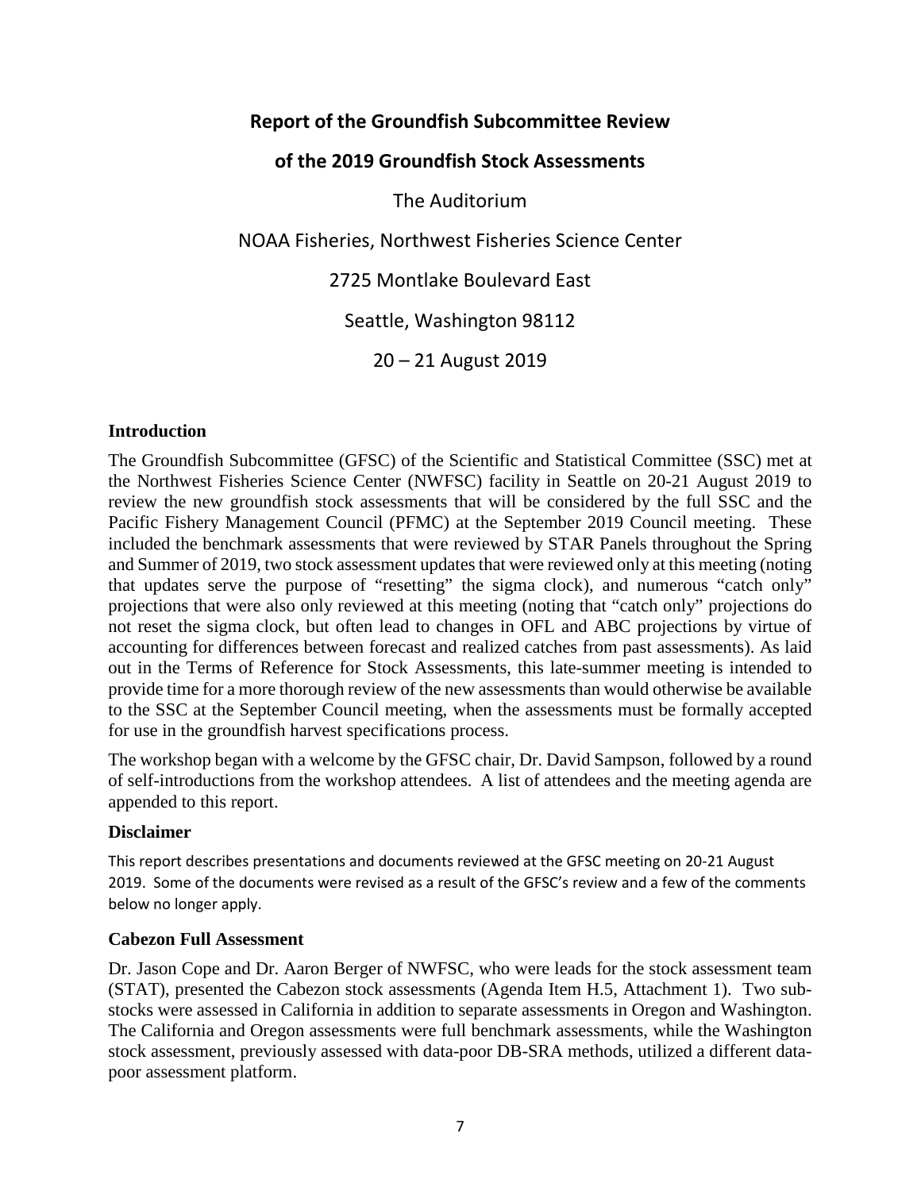# Report of the Groundfish Subcommittee Review

# of the 2019 Groundfish Stock Assessments

The Auditorium

NOAA Fisheries, Northwest Fisheries Science Center

2725 Montlake Boulevard East

Seattle, Washington 98112

20 – 21 August 2019

## Introduction

The Groundfish Subcommittee (GFSC) of the Scientific and Statistical Committee (SSC) met at the Northwest Fisheries Science Center (NWFSC) facility in Seattle on 20-21 August 2019 to review the new groundfish stock assessments that will be considered by the full SSC and the Pacific Fishery Management Council (PFMC) at the September 2019 Council meeting. These included the benchmark assessments that were reviewed by STAR Panels throughout the Spring and Summer of 2019, two stock assessment updates that were reviewed only at this meeting (noting that updates serve the purpose of "resetting" the sigma clock), and numerous "catch only" projections that were also only reviewed at this meeting (noting that "catch only" projections do not reset the sigma clock, but often lead to changes in OFL and ABC projections by virtue of accounting for differences between forecast and realized catches from past assessments). As laid out in the Terms of Reference for Stock Assessments, this late-summer meeting is intended to provide time for a more thorough review of the new assessments than would otherwise be available to the SSC at the September Council meeting, when the assessments must be formally accepted for use in the groundfish harvest specifications process.

The workshop began with a welcome by the GFSC chair, Dr. David Sampson, followed by a round of self-introductions from the workshop attendees. A list of attendees and the meeting agenda are appended to this report.

## Disclaimer

This report describes presentations and documents reviewed at the GFSC meeting on 20-21 August 2019. Some of the documents were revised as a result of the GFSC's review and a few of the comments below no longer apply.

## Cabezon Full Assessment

Dr. Jason Cope and Dr. Aaron Berger of NWFSC, who were leads for the stock assessment team (STAT), presented the Cabezon stock assessments (Agenda Item H.5, Attachment 1). Two sub-stocks were assessed in California in addition to separate assessments in Oregon and Washington. The California and Oregon assessments were full benchmark assessments, while the Washington stock assessment, previously assessed with data-poor DB-SRA methods, utilized a different data-poor assessment platform.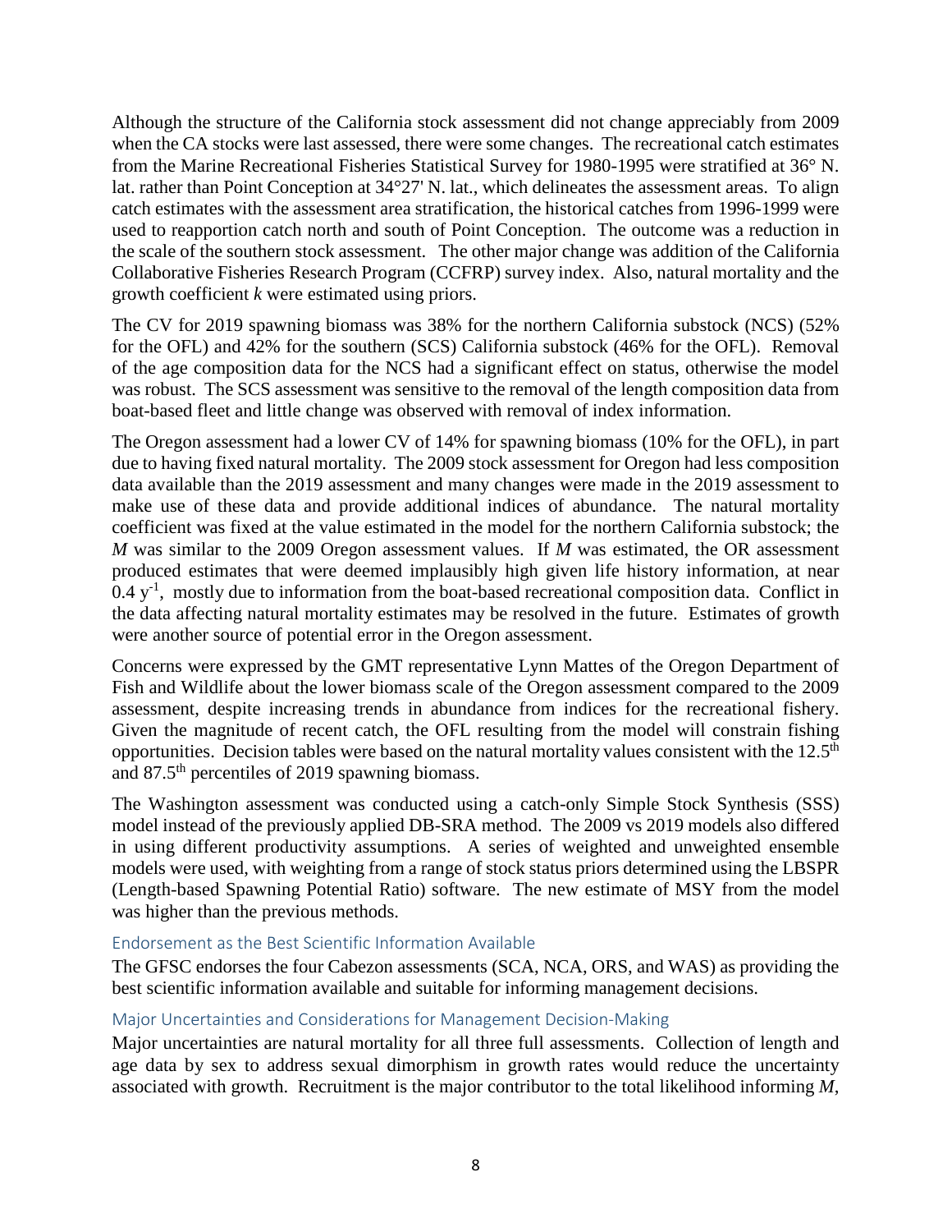Although the structure of the California stock assessment did not change appreciably from 2009 when the CA stocks were last assessed, there were some changes. The recreational catch estimates from the Marine Recreational Fisheries Statistical Survey for 1980-1995 were stratified at 36° N. lat. rather than Point Conception at 34°27' N. lat., which delineates the assessment areas. To align catch estimates with the assessment area stratification, the historical catches from 1996-1999 were used to reapportion catch north and south of Point Conception. The outcome was a reduction in the scale of the southern stock assessment. The other major change was addition of the California Collaborative Fisheries Research Program (CCFRP) survey index. Also, natural mortality and the growth coefficient *k* were estimated using priors.

The CV for 2019 spawning biomass was 38% for the northern California substock (NCS) (52% for the OFL) and 42% for the southern (SCS) California substock (46% for the OFL). Removal of the age composition data for the NCS had a significant effect on status, otherwise the model was robust. The SCS assessment was sensitive to the removal of the length composition data from boat-based fleet and little change was observed with removal of index information.

The Oregon assessment had a lower CV of 14% for spawning biomass (10% for the OFL), in part due to having fixed natural mortality. The 2009 stock assessment for Oregon had less composition data available than the 2019 assessment and many changes were made in the 2019 assessment to make use of these data and provide additional indices of abundance. The natural mortality coefficient was fixed at the value estimated in the model for the northern California substock; the *M* was similar to the 2009 Oregon assessment values. If *M* was estimated, the OR assessment produced estimates that were deemed implausibly high given life history information, at near $0.4\ y^{-1}$, mostly due to information from the boat-based recreational composition data. Conflict in the data affecting natural mortality estimates may be resolved in the future. Estimates of growth were another source of potential error in the Oregon assessment.

Concerns were expressed by the GMT representative Lynn Mattes of the Oregon Department of Fish and Wildlife about the lower biomass scale of the Oregon assessment compared to the 2009 assessment, despite increasing trends in abundance from indices for the recreational fishery. Given the magnitude of recent catch, the OFL resulting from the model will constrain fishing opportunities. Decision tables were based on the natural mortality values consistent with the 12.5th and 87.5th percentiles of 2019 spawning biomass.

The Washington assessment was conducted using a catch-only Simple Stock Synthesis (SSS) model instead of the previously applied DB-SRA method. The 2009 vs 2019 models also differed in using different productivity assumptions. A series of weighted and unweighted ensemble models were used, with weighting from a range of stock status priors determined using the LBSPR (Length-based Spawning Potential Ratio) software. The new estimate of MSY from the model was higher than the previous methods.

### Endorsement as the Best Scientific Information Available

The GFSC endorses the four Cabezon assessments (SCA, NCA, ORS, and WAS) as providing the best scientific information available and suitable for informing management decisions.

### Major Uncertainties and Considerations for Management Decision-Making

Major uncertainties are natural mortality for all three full assessments. Collection of length and age data by sex to address sexual dimorphism in growth rates would reduce the uncertainty associated with growth. Recruitment is the major contributor to the total likelihood informing *M*,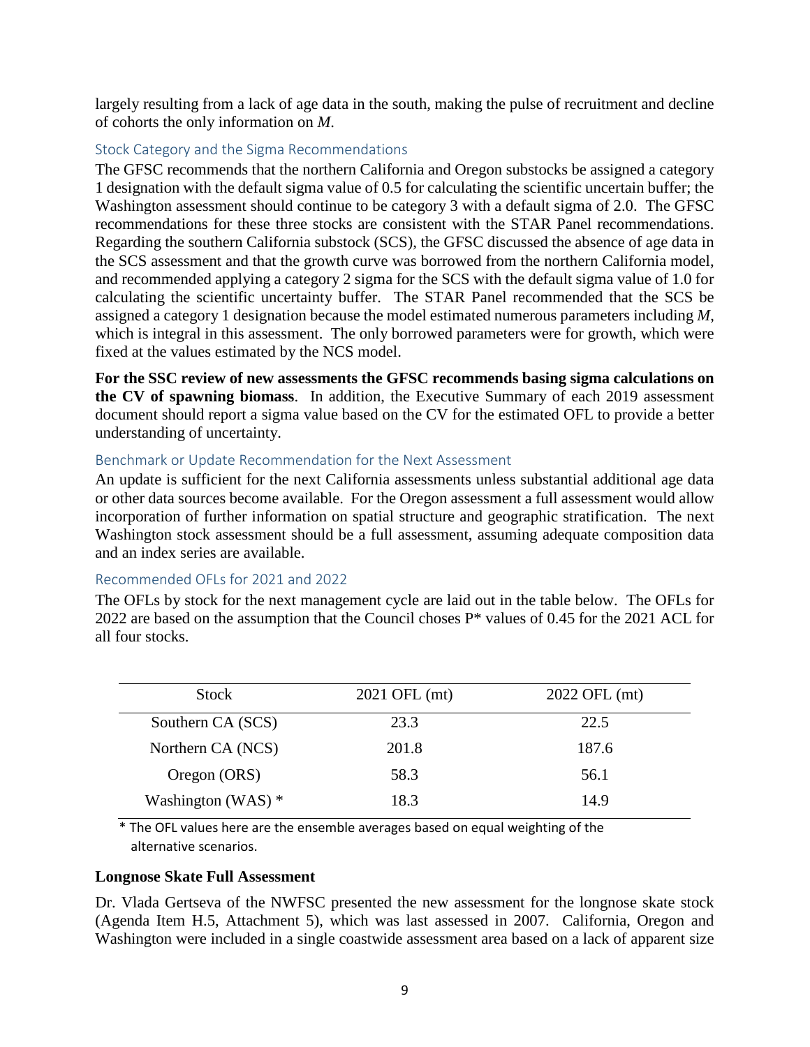largely resulting from a lack of age data in the south, making the pulse of recruitment and decline of cohorts the only information on *M*.

### Stock Category and the Sigma Recommendations

The GFSC recommends that the northern California and Oregon substocks be assigned a category 1 designation with the default sigma value of 0.5 for calculating the scientific uncertain buffer; the Washington assessment should continue to be category 3 with a default sigma of 2.0. The GFSC recommendations for these three stocks are consistent with the STAR Panel recommendations. Regarding the southern California substock (SCS), the GFSC discussed the absence of age data in the SCS assessment and that the growth curve was borrowed from the northern California model, and recommended applying a category 2 sigma for the SCS with the default sigma value of 1.0 for calculating the scientific uncertainty buffer. The STAR Panel recommended that the SCS be assigned a category 1 designation because the model estimated numerous parameters including *M*, which is integral in this assessment. The only borrowed parameters were for growth, which were fixed at the values estimated by the NCS model.

**For the SSC review of new assessments the GFSC recommends basing sigma calculations on the CV of spawning biomass**. In addition, the Executive Summary of each 2019 assessment document should report a sigma value based on the CV for the estimated OFL to provide a better understanding of uncertainty.

### Benchmark or Update Recommendation for the Next Assessment

An update is sufficient for the next California assessments unless substantial additional age data or other data sources become available. For the Oregon assessment a full assessment would allow incorporation of further information on spatial structure and geographic stratification. The next Washington stock assessment should be a full assessment, assuming adequate composition data and an index series are available.

### Recommended OFLs for 2021 and 2022

The OFLs by stock for the next management cycle are laid out in the table below. The OFLs for 2022 are based on the assumption that the Council choses P* values of 0.45 for the 2021 ACL for all four stocks.

| Stock | 2021 OFL (mt) | 2022 OFL (mt) |
|---|---|---|
| Southern CA (SCS) | 23.3 | 22.5 |
| Northern CA (NCS) | 201.8 | 187.6 |
| Oregon (ORS) | 58.3 | 56.1 |
| Washington (WAS) * | 18.3 | 14.9 |

\* The OFL values here are the ensemble averages based on equal weighting of the alternative scenarios.

**Longnose Skate Full Assessment**

Dr. Vlada Gertseva of the NWFSC presented the new assessment for the longnose skate stock (Agenda Item H.5, Attachment 5), which was last assessed in 2007. California, Oregon and Washington were included in a single coastwide assessment area based on a lack of apparent size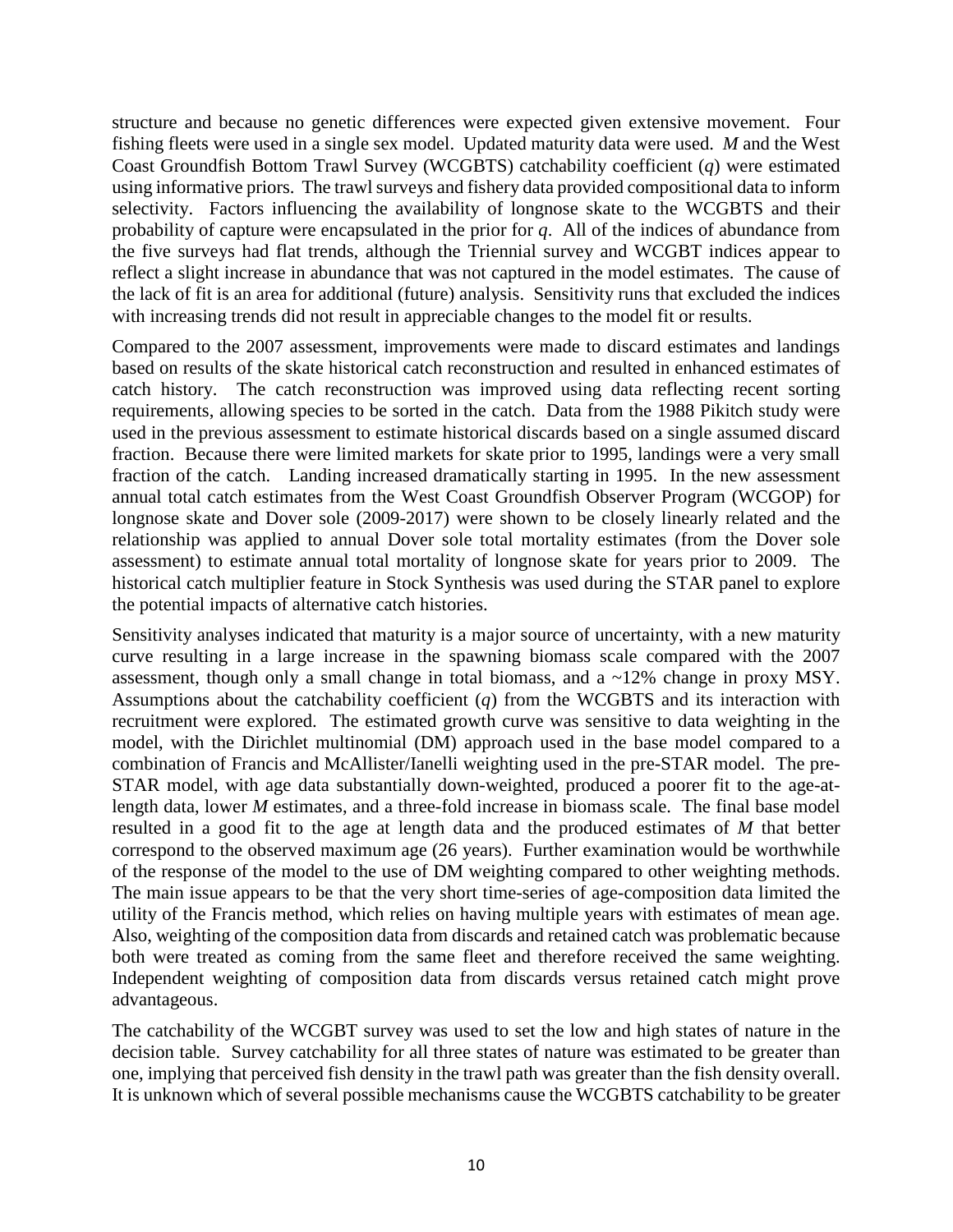structure and because no genetic differences were expected given extensive movement. Four fishing fleets were used in a single sex model. Updated maturity data were used. *M* and the West Coast Groundfish Bottom Trawl Survey (WCGBTS) catchability coefficient (*q*) were estimated using informative priors. The trawl surveys and fishery data provided compositional data to inform selectivity. Factors influencing the availability of longnose skate to the WCGBTS and their probability of capture were encapsulated in the prior for *q*. All of the indices of abundance from the five surveys had flat trends, although the Triennial survey and WCGBT indices appear to reflect a slight increase in abundance that was not captured in the model estimates. The cause of the lack of fit is an area for additional (future) analysis. Sensitivity runs that excluded the indices with increasing trends did not result in appreciable changes to the model fit or results.

Compared to the 2007 assessment, improvements were made to discard estimates and landings based on results of the skate historical catch reconstruction and resulted in enhanced estimates of catch history. The catch reconstruction was improved using data reflecting recent sorting requirements, allowing species to be sorted in the catch. Data from the 1988 Pikitch study were used in the previous assessment to estimate historical discards based on a single assumed discard fraction. Because there were limited markets for skate prior to 1995, landings were a very small fraction of the catch. Landing increased dramatically starting in 1995. In the new assessment annual total catch estimates from the West Coast Groundfish Observer Program (WCGOP) for longnose skate and Dover sole (2009-2017) were shown to be closely linearly related and the relationship was applied to annual Dover sole total mortality estimates (from the Dover sole assessment) to estimate annual total mortality of longnose skate for years prior to 2009. The historical catch multiplier feature in Stock Synthesis was used during the STAR panel to explore the potential impacts of alternative catch histories.

Sensitivity analyses indicated that maturity is a major source of uncertainty, with a new maturity curve resulting in a large increase in the spawning biomass scale compared with the 2007 assessment, though only a small change in total biomass, and a ~12% change in proxy MSY. Assumptions about the catchability coefficient (*q*) from the WCGBTS and its interaction with recruitment were explored. The estimated growth curve was sensitive to data weighting in the model, with the Dirichlet multinomial (DM) approach used in the base model compared to a combination of Francis and McAllister/Ianelli weighting used in the pre-STAR model. The pre-STAR model, with age data substantially down-weighted, produced a poorer fit to the age-at-length data, lower *M* estimates, and a three-fold increase in biomass scale. The final base model resulted in a good fit to the age at length data and the produced estimates of *M* that better correspond to the observed maximum age (26 years). Further examination would be worthwhile of the response of the model to the use of DM weighting compared to other weighting methods. The main issue appears to be that the very short time-series of age-composition data limited the utility of the Francis method, which relies on having multiple years with estimates of mean age. Also, weighting of the composition data from discards and retained catch was problematic because both were treated as coming from the same fleet and therefore received the same weighting. Independent weighting of composition data from discards versus retained catch might prove advantageous.

The catchability of the WCGBT survey was used to set the low and high states of nature in the decision table. Survey catchability for all three states of nature was estimated to be greater than one, implying that perceived fish density in the trawl path was greater than the fish density overall. It is unknown which of several possible mechanisms cause the WCGBTS catchability to be greater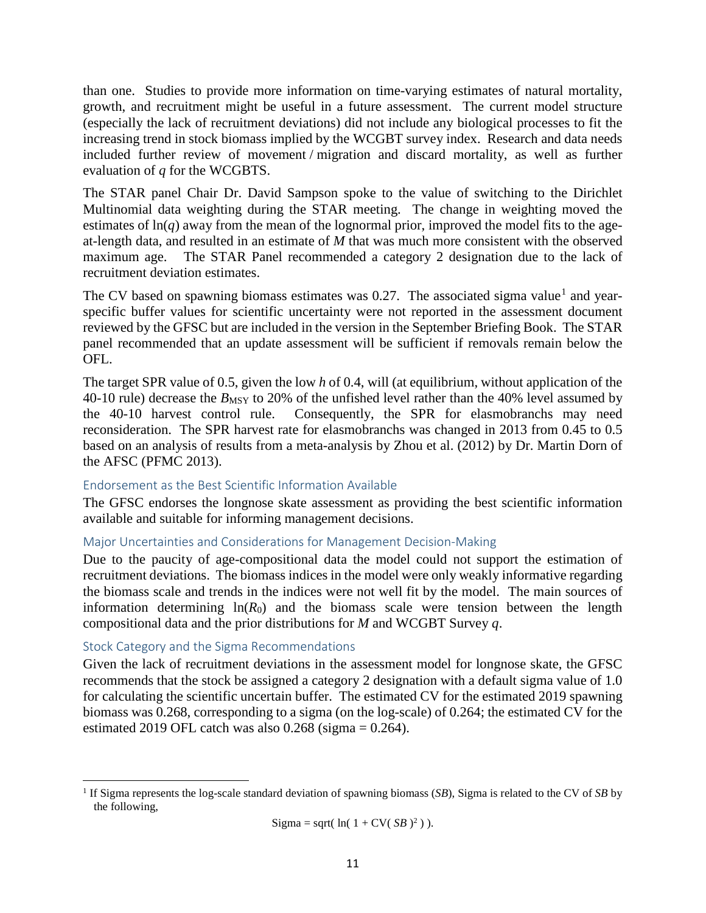than one. Studies to provide more information on time-varying estimates of natural mortality, growth, and recruitment might be useful in a future assessment. The current model structure (especially the lack of recruitment deviations) did not include any biological processes to fit the increasing trend in stock biomass implied by the WCGBT survey index. Research and data needs included further review of movement / migration and discard mortality, as well as further evaluation of *q* for the WCGBTS.

The STAR panel Chair Dr. David Sampson spoke to the value of switching to the Dirichlet Multinomial data weighting during the STAR meeting. The change in weighting moved the estimates of ln(*q*) away from the mean of the lognormal prior, improved the model fits to the age-at-length data, and resulted in an estimate of *M* that was much more consistent with the observed maximum age. The STAR Panel recommended a category 2 designation due to the lack of recruitment deviation estimates.

The CV based on spawning biomass estimates was 0.27. The associated sigma value[1] and year-specific buffer values for scientific uncertainty were not reported in the assessment document reviewed by the GFSC but are included in the version in the September Briefing Book. The STAR panel recommended that an update assessment will be sufficient if removals remain below the OFL.

The target SPR value of 0.5, given the low *h* of 0.4, will (at equilibrium, without application of the 40-10 rule) decrease the $B_{MSY}$ to 20% of the unfished level rather than the 40% level assumed by the 40-10 harvest control rule. Consequently, the SPR for elasmobranchs may need reconsideration. The SPR harvest rate for elasmobranchs was changed in 2013 from 0.45 to 0.5 based on an analysis of results from a meta-analysis by Zhou et al. (2012) by Dr. Martin Dorn of the AFSC (PFMC 2013).

### Endorsement as the Best Scientific Information Available

The GFSC endorses the longnose skate assessment as providing the best scientific information available and suitable for informing management decisions.

### Major Uncertainties and Considerations for Management Decision-Making

Due to the paucity of age-compositional data the model could not support the estimation of recruitment deviations. The biomass indices in the model were only weakly informative regarding the biomass scale and trends in the indices were not well fit by the model. The main sources of information determining $\ln(R_0)$ and the biomass scale were tension between the length compositional data and the prior distributions for *M* and WCGBT Survey *q*.

### Stock Category and the Sigma Recommendations

Given the lack of recruitment deviations in the assessment model for longnose skate, the GFSC recommends that the stock be assigned a category 2 designation with a default sigma value of 1.0 for calculating the scientific uncertain buffer. The estimated CV for the estimated 2019 spawning biomass was 0.268, corresponding to a sigma (on the log-scale) of 0.264; the estimated CV for the estimated 2019 OFL catch was also 0.268 (sigma = 0.264).

---

[1] If Sigma represents the log-scale standard deviation of spawning biomass (*SB*), Sigma is related to the CV of *SB* by the following,

$$\text{Sigma} = \text{sqrt}(\ \ln(\ 1 + \text{CV}(\ SB\ )^2\ )\ ).$$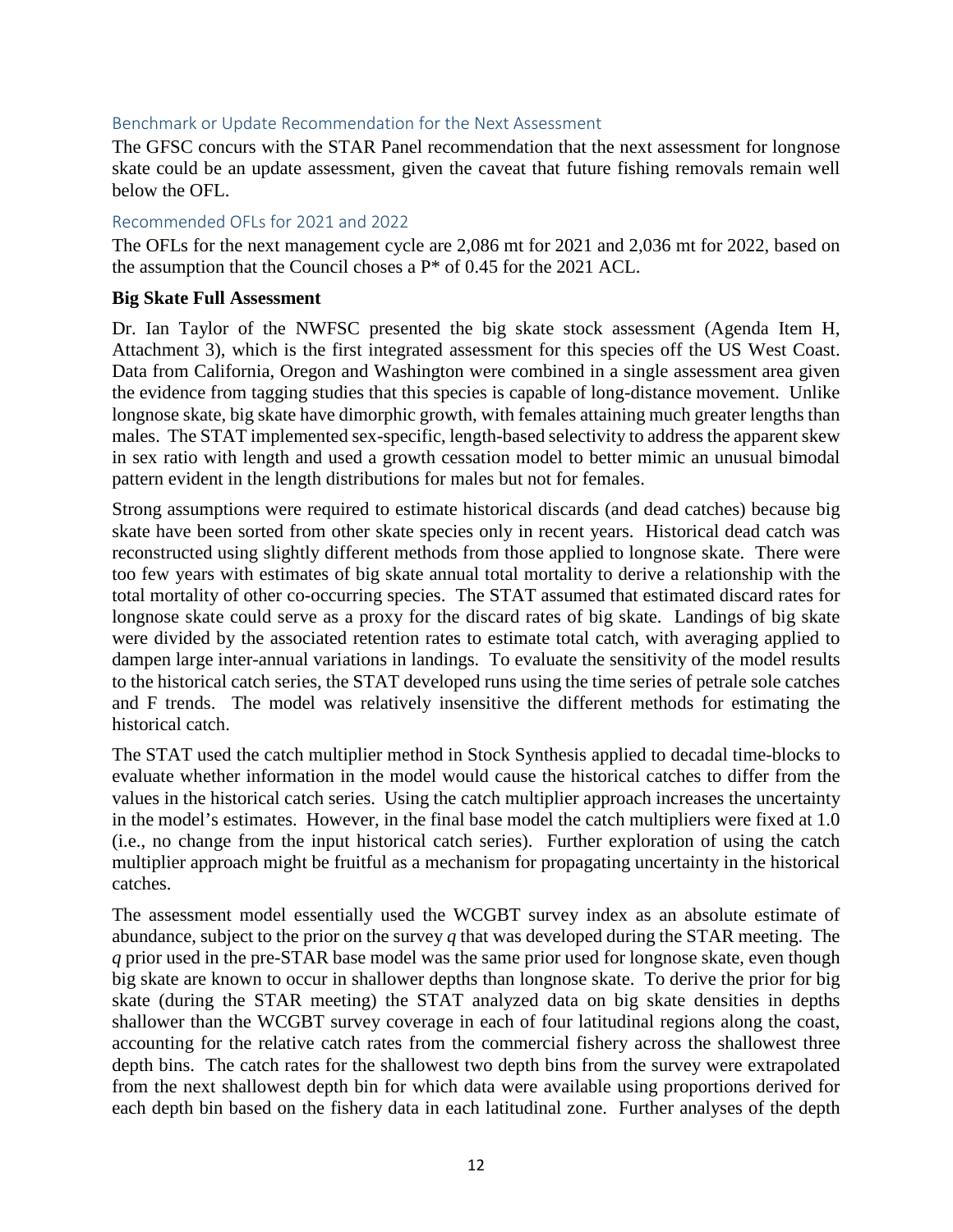### Benchmark or Update Recommendation for the Next Assessment

The GFSC concurs with the STAR Panel recommendation that the next assessment for longnose skate could be an update assessment, given the caveat that future fishing removals remain well below the OFL.

### Recommended OFLs for 2021 and 2022

The OFLs for the next management cycle are 2,086 mt for 2021 and 2,036 mt for 2022, based on the assumption that the Council choses a P* of 0.45 for the 2021 ACL.

**Big Skate Full Assessment**

Dr. Ian Taylor of the NWFSC presented the big skate stock assessment (Agenda Item H, Attachment 3), which is the first integrated assessment for this species off the US West Coast. Data from California, Oregon and Washington were combined in a single assessment area given the evidence from tagging studies that this species is capable of long-distance movement. Unlike longnose skate, big skate have dimorphic growth, with females attaining much greater lengths than males. The STAT implemented sex-specific, length-based selectivity to address the apparent skew in sex ratio with length and used a growth cessation model to better mimic an unusual bimodal pattern evident in the length distributions for males but not for females.

Strong assumptions were required to estimate historical discards (and dead catches) because big skate have been sorted from other skate species only in recent years. Historical dead catch was reconstructed using slightly different methods from those applied to longnose skate. There were too few years with estimates of big skate annual total mortality to derive a relationship with the total mortality of other co-occurring species. The STAT assumed that estimated discard rates for longnose skate could serve as a proxy for the discard rates of big skate. Landings of big skate were divided by the associated retention rates to estimate total catch, with averaging applied to dampen large inter-annual variations in landings. To evaluate the sensitivity of the model results to the historical catch series, the STAT developed runs using the time series of petrale sole catches and F trends. The model was relatively insensitive the different methods for estimating the historical catch.

The STAT used the catch multiplier method in Stock Synthesis applied to decadal time-blocks to evaluate whether information in the model would cause the historical catches to differ from the values in the historical catch series. Using the catch multiplier approach increases the uncertainty in the model's estimates. However, in the final base model the catch multipliers were fixed at 1.0 (i.e., no change from the input historical catch series). Further exploration of using the catch multiplier approach might be fruitful as a mechanism for propagating uncertainty in the historical catches.

The assessment model essentially used the WCGBT survey index as an absolute estimate of abundance, subject to the prior on the survey $q$ that was developed during the STAR meeting. The $q$ prior used in the pre-STAR base model was the same prior used for longnose skate, even though big skate are known to occur in shallower depths than longnose skate. To derive the prior for big skate (during the STAR meeting) the STAT analyzed data on big skate densities in depths shallower than the WCGBT survey coverage in each of four latitudinal regions along the coast, accounting for the relative catch rates from the commercial fishery across the shallowest three depth bins. The catch rates for the shallowest two depth bins from the survey were extrapolated from the next shallowest depth bin for which data were available using proportions derived for each depth bin based on the fishery data in each latitudinal zone. Further analyses of the depth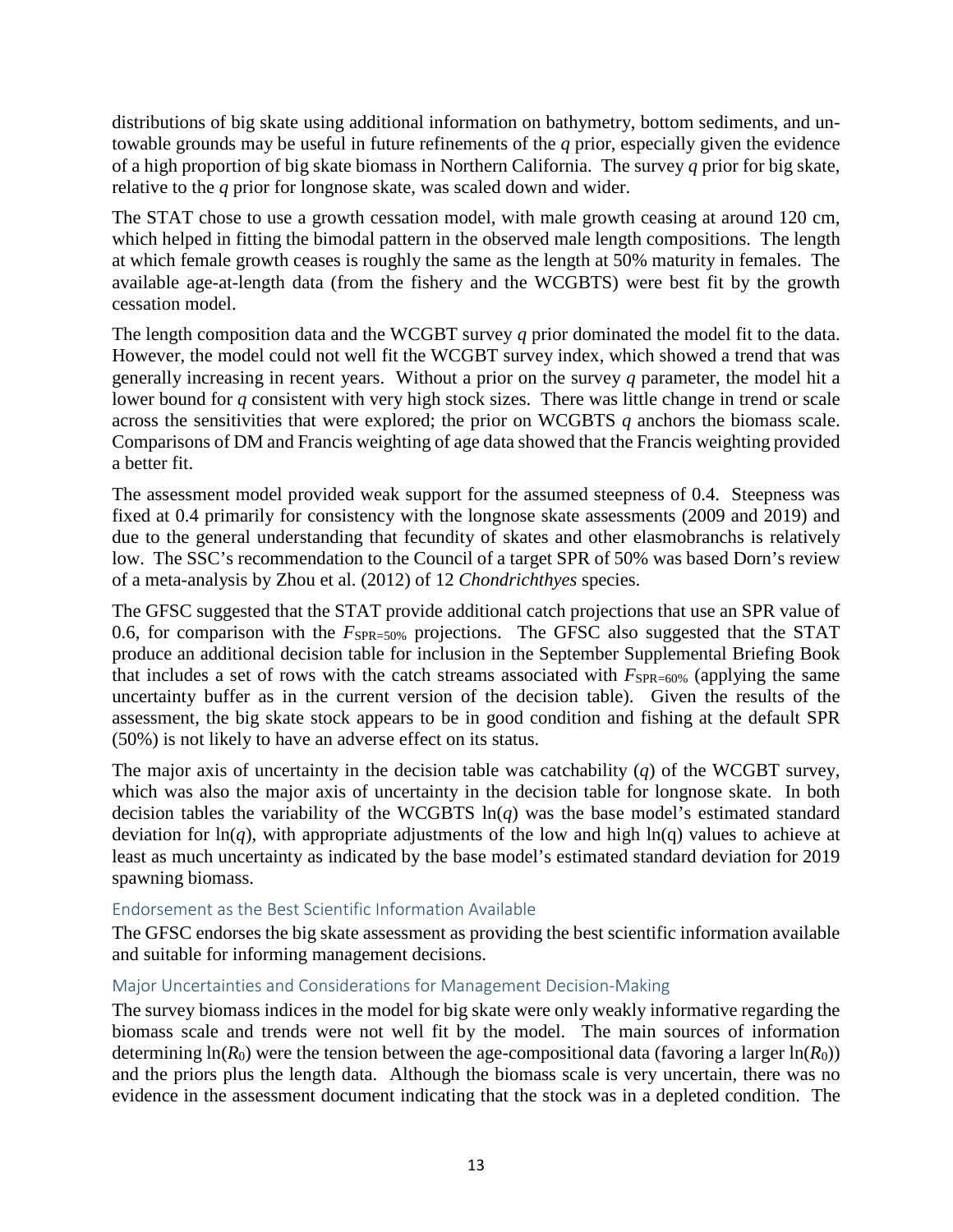distributions of big skate using additional information on bathymetry, bottom sediments, and untowable grounds may be useful in future refinements of the *q* prior, especially given the evidence of a high proportion of big skate biomass in Northern California. The survey *q* prior for big skate, relative to the *q* prior for longnose skate, was scaled down and wider.

The STAT chose to use a growth cessation model, with male growth ceasing at around 120 cm, which helped in fitting the bimodal pattern in the observed male length compositions. The length at which female growth ceases is roughly the same as the length at 50% maturity in females. The available age-at-length data (from the fishery and the WCGBTS) were best fit by the growth cessation model.

The length composition data and the WCGBT survey *q* prior dominated the model fit to the data. However, the model could not well fit the WCGBT survey index, which showed a trend that was generally increasing in recent years. Without a prior on the survey *q* parameter, the model hit a lower bound for *q* consistent with very high stock sizes. There was little change in trend or scale across the sensitivities that were explored; the prior on WCGBTS *q* anchors the biomass scale. Comparisons of DM and Francis weighting of age data showed that the Francis weighting provided a better fit.

The assessment model provided weak support for the assumed steepness of 0.4. Steepness was fixed at 0.4 primarily for consistency with the longnose skate assessments (2009 and 2019) and due to the general understanding that fecundity of skates and other elasmobranchs is relatively low. The SSC's recommendation to the Council of a target SPR of 50% was based Dorn's review of a meta-analysis by Zhou et al. (2012) of 12 *Chondrichthyes* species.

The GFSC suggested that the STAT provide additional catch projections that use an SPR value of 0.6, for comparison with the $F_{SPR=50\%}$ projections. The GFSC also suggested that the STAT produce an additional decision table for inclusion in the September Supplemental Briefing Book that includes a set of rows with the catch streams associated with $F_{SPR=60\%}$ (applying the same uncertainty buffer as in the current version of the decision table). Given the results of the assessment, the big skate stock appears to be in good condition and fishing at the default SPR (50%) is not likely to have an adverse effect on its status.

The major axis of uncertainty in the decision table was catchability (*q*) of the WCGBT survey, which was also the major axis of uncertainty in the decision table for longnose skate. In both decision tables the variability of the WCGBTS ln(*q*) was the base model's estimated standard deviation for ln(*q*), with appropriate adjustments of the low and high ln(q) values to achieve at least as much uncertainty as indicated by the base model's estimated standard deviation for 2019 spawning biomass.

### Endorsement as the Best Scientific Information Available

The GFSC endorses the big skate assessment as providing the best scientific information available and suitable for informing management decisions.

### Major Uncertainties and Considerations for Management Decision-Making

The survey biomass indices in the model for big skate were only weakly informative regarding the biomass scale and trends were not well fit by the model. The main sources of information determining $\ln(R_0)$ were the tension between the age-compositional data (favoring a larger $\ln(R_0)$) and the priors plus the length data. Although the biomass scale is very uncertain, there was no evidence in the assessment document indicating that the stock was in a depleted condition. The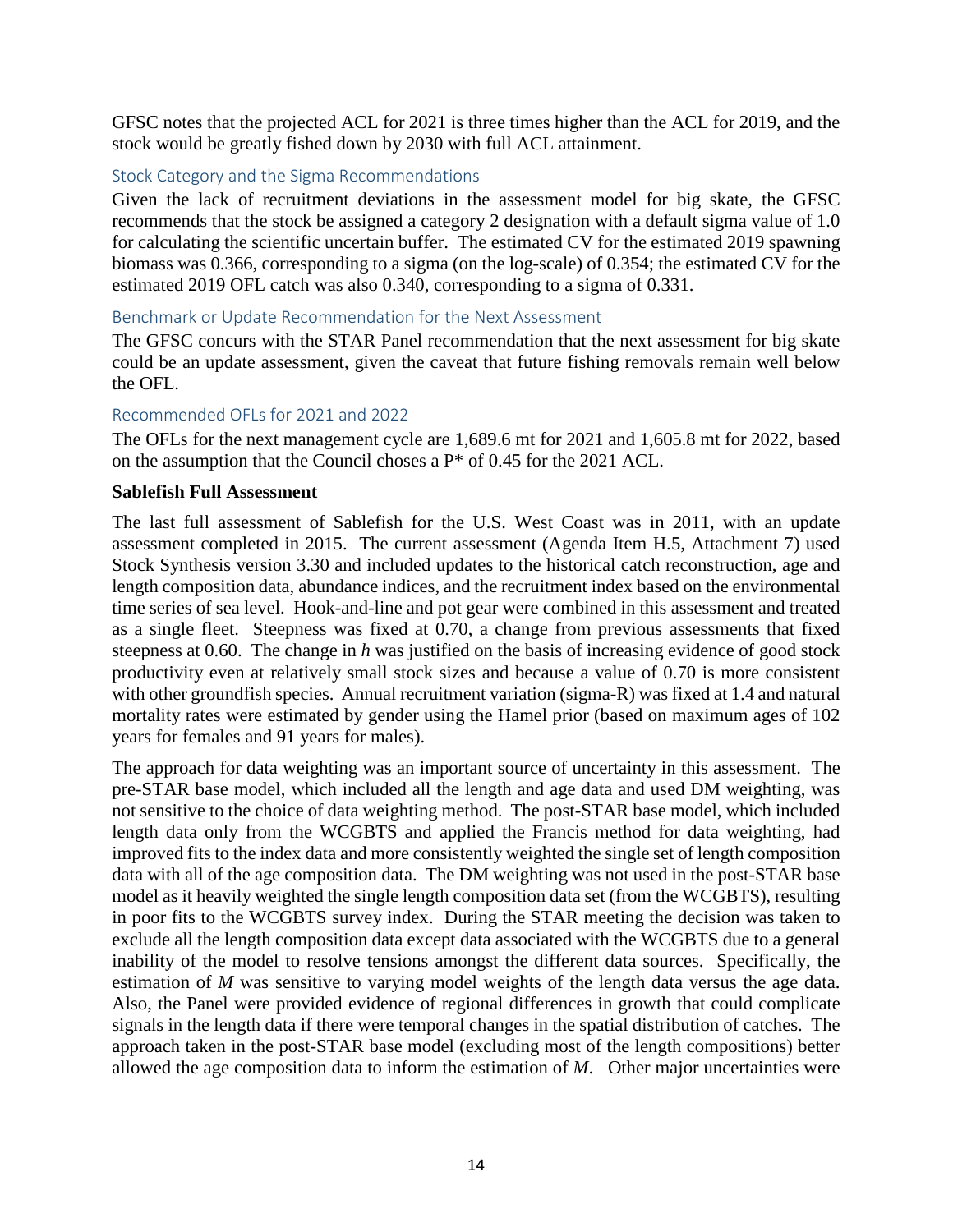GFSC notes that the projected ACL for 2021 is three times higher than the ACL for 2019, and the stock would be greatly fished down by 2030 with full ACL attainment.

### Stock Category and the Sigma Recommendations

Given the lack of recruitment deviations in the assessment model for big skate, the GFSC recommends that the stock be assigned a category 2 designation with a default sigma value of 1.0 for calculating the scientific uncertain buffer. The estimated CV for the estimated 2019 spawning biomass was 0.366, corresponding to a sigma (on the log-scale) of 0.354; the estimated CV for the estimated 2019 OFL catch was also 0.340, corresponding to a sigma of 0.331.

### Benchmark or Update Recommendation for the Next Assessment

The GFSC concurs with the STAR Panel recommendation that the next assessment for big skate could be an update assessment, given the caveat that future fishing removals remain well below the OFL.

### Recommended OFLs for 2021 and 2022

The OFLs for the next management cycle are 1,689.6 mt for 2021 and 1,605.8 mt for 2022, based on the assumption that the Council choses a P* of 0.45 for the 2021 ACL.

**Sablefish Full Assessment**

The last full assessment of Sablefish for the U.S. West Coast was in 2011, with an update assessment completed in 2015. The current assessment (Agenda Item H.5, Attachment 7) used Stock Synthesis version 3.30 and included updates to the historical catch reconstruction, age and length composition data, abundance indices, and the recruitment index based on the environmental time series of sea level. Hook-and-line and pot gear were combined in this assessment and treated as a single fleet. Steepness was fixed at 0.70, a change from previous assessments that fixed steepness at 0.60. The change in *h* was justified on the basis of increasing evidence of good stock productivity even at relatively small stock sizes and because a value of 0.70 is more consistent with other groundfish species. Annual recruitment variation (sigma-R) was fixed at 1.4 and natural mortality rates were estimated by gender using the Hamel prior (based on maximum ages of 102 years for females and 91 years for males).

The approach for data weighting was an important source of uncertainty in this assessment. The pre-STAR base model, which included all the length and age data and used DM weighting, was not sensitive to the choice of data weighting method. The post-STAR base model, which included length data only from the WCGBTS and applied the Francis method for data weighting, had improved fits to the index data and more consistently weighted the single set of length composition data with all of the age composition data. The DM weighting was not used in the post-STAR base model as it heavily weighted the single length composition data set (from the WCGBTS), resulting in poor fits to the WCGBTS survey index. During the STAR meeting the decision was taken to exclude all the length composition data except data associated with the WCGBTS due to a general inability of the model to resolve tensions amongst the different data sources. Specifically, the estimation of *M* was sensitive to varying model weights of the length data versus the age data. Also, the Panel were provided evidence of regional differences in growth that could complicate signals in the length data if there were temporal changes in the spatial distribution of catches. The approach taken in the post-STAR base model (excluding most of the length compositions) better allowed the age composition data to inform the estimation of *M*. Other major uncertainties were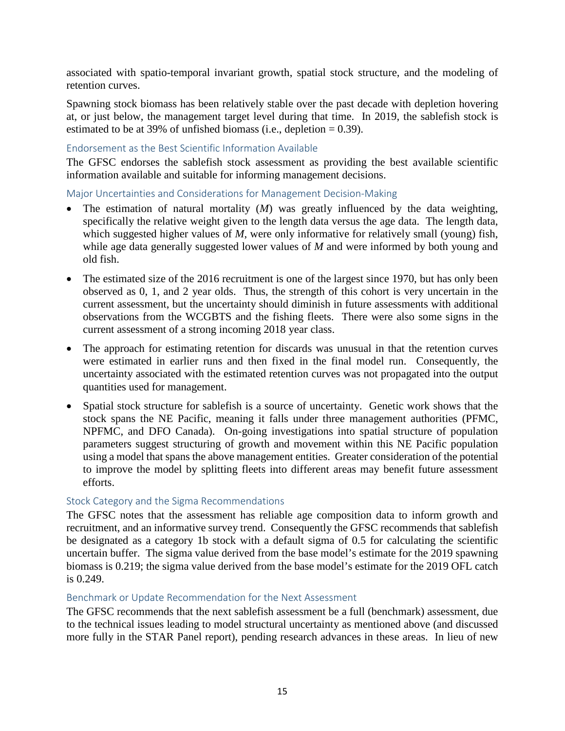associated with spatio-temporal invariant growth, spatial stock structure, and the modeling of retention curves.

Spawning stock biomass has been relatively stable over the past decade with depletion hovering at, or just below, the management target level during that time. In 2019, the sablefish stock is estimated to be at 39% of unfished biomass (i.e., depletion = 0.39).

### Endorsement as the Best Scientific Information Available

The GFSC endorses the sablefish stock assessment as providing the best available scientific information available and suitable for informing management decisions.

### Major Uncertainties and Considerations for Management Decision-Making

- The estimation of natural mortality (*M*) was greatly influenced by the data weighting, specifically the relative weight given to the length data versus the age data. The length data, which suggested higher values of *M*, were only informative for relatively small (young) fish, while age data generally suggested lower values of *M* and were informed by both young and old fish.
- The estimated size of the 2016 recruitment is one of the largest since 1970, but has only been observed as 0, 1, and 2 year olds. Thus, the strength of this cohort is very uncertain in the current assessment, but the uncertainty should diminish in future assessments with additional observations from the WCGBTS and the fishing fleets. There were also some signs in the current assessment of a strong incoming 2018 year class.
- The approach for estimating retention for discards was unusual in that the retention curves were estimated in earlier runs and then fixed in the final model run. Consequently, the uncertainty associated with the estimated retention curves was not propagated into the output quantities used for management.
- Spatial stock structure for sablefish is a source of uncertainty. Genetic work shows that the stock spans the NE Pacific, meaning it falls under three management authorities (PFMC, NPFMC, and DFO Canada). On-going investigations into spatial structure of population parameters suggest structuring of growth and movement within this NE Pacific population using a model that spans the above management entities. Greater consideration of the potential to improve the model by splitting fleets into different areas may benefit future assessment efforts.

### Stock Category and the Sigma Recommendations

The GFSC notes that the assessment has reliable age composition data to inform growth and recruitment, and an informative survey trend. Consequently the GFSC recommends that sablefish be designated as a category 1b stock with a default sigma of 0.5 for calculating the scientific uncertain buffer. The sigma value derived from the base model's estimate for the 2019 spawning biomass is 0.219; the sigma value derived from the base model's estimate for the 2019 OFL catch is 0.249.

### Benchmark or Update Recommendation for the Next Assessment

The GFSC recommends that the next sablefish assessment be a full (benchmark) assessment, due to the technical issues leading to model structural uncertainty as mentioned above (and discussed more fully in the STAR Panel report), pending research advances in these areas. In lieu of new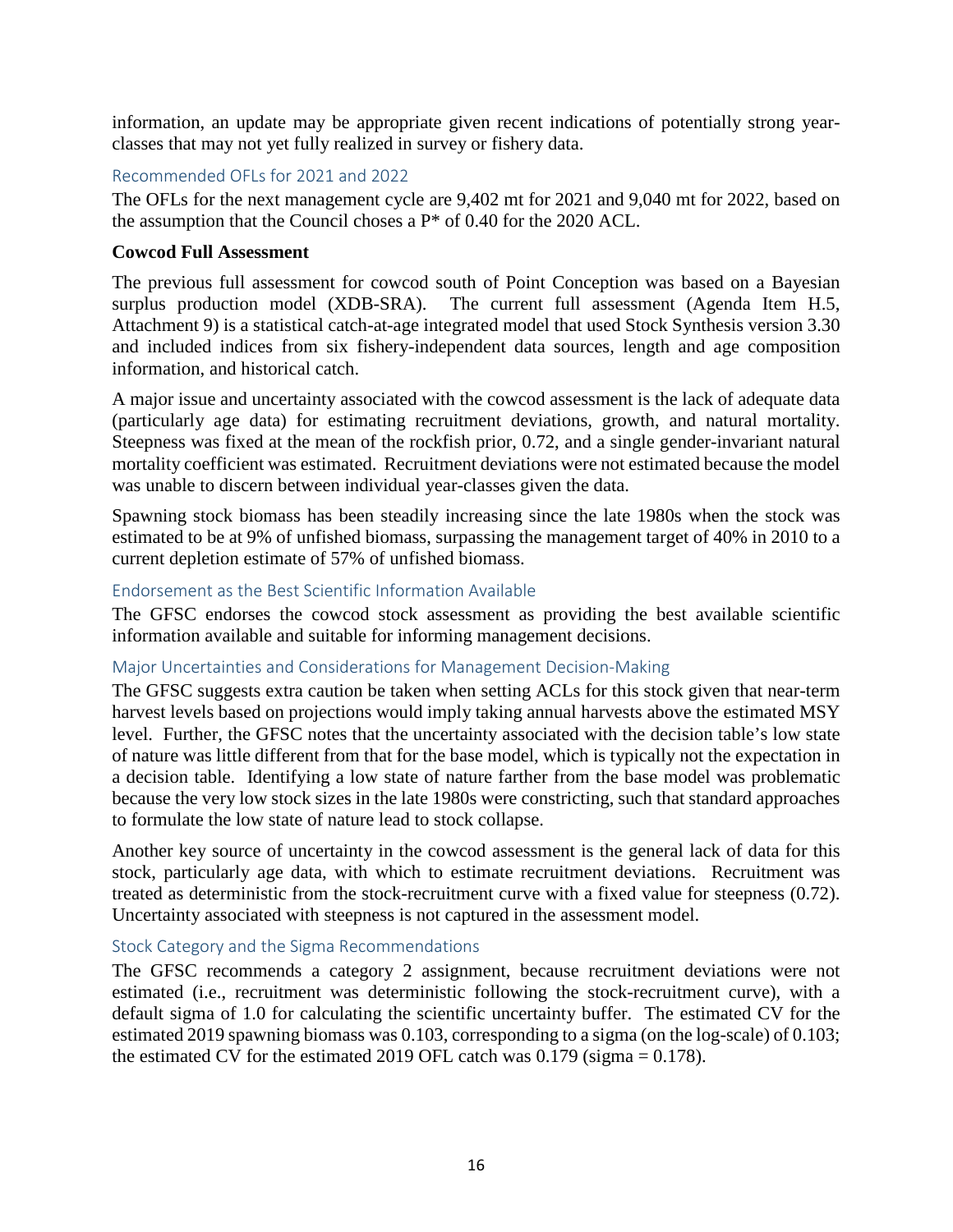information, an update may be appropriate given recent indications of potentially strong year-classes that may not yet fully realized in survey or fishery data.

### Recommended OFLs for 2021 and 2022

The OFLs for the next management cycle are 9,402 mt for 2021 and 9,040 mt for 2022, based on the assumption that the Council choses a P* of 0.40 for the 2020 ACL.

**Cowcod Full Assessment**

The previous full assessment for cowcod south of Point Conception was based on a Bayesian surplus production model (XDB-SRA). The current full assessment (Agenda Item H.5, Attachment 9) is a statistical catch-at-age integrated model that used Stock Synthesis version 3.30 and included indices from six fishery-independent data sources, length and age composition information, and historical catch.

A major issue and uncertainty associated with the cowcod assessment is the lack of adequate data (particularly age data) for estimating recruitment deviations, growth, and natural mortality. Steepness was fixed at the mean of the rockfish prior, 0.72, and a single gender-invariant natural mortality coefficient was estimated. Recruitment deviations were not estimated because the model was unable to discern between individual year-classes given the data.

Spawning stock biomass has been steadily increasing since the late 1980s when the stock was estimated to be at 9% of unfished biomass, surpassing the management target of 40% in 2010 to a current depletion estimate of 57% of unfished biomass.

### Endorsement as the Best Scientific Information Available

The GFSC endorses the cowcod stock assessment as providing the best available scientific information available and suitable for informing management decisions.

### Major Uncertainties and Considerations for Management Decision-Making

The GFSC suggests extra caution be taken when setting ACLs for this stock given that near-term harvest levels based on projections would imply taking annual harvests above the estimated MSY level. Further, the GFSC notes that the uncertainty associated with the decision table's low state of nature was little different from that for the base model, which is typically not the expectation in a decision table. Identifying a low state of nature farther from the base model was problematic because the very low stock sizes in the late 1980s were constricting, such that standard approaches to formulate the low state of nature lead to stock collapse.

Another key source of uncertainty in the cowcod assessment is the general lack of data for this stock, particularly age data, with which to estimate recruitment deviations. Recruitment was treated as deterministic from the stock-recruitment curve with a fixed value for steepness (0.72). Uncertainty associated with steepness is not captured in the assessment model.

### Stock Category and the Sigma Recommendations

The GFSC recommends a category 2 assignment, because recruitment deviations were not estimated (i.e., recruitment was deterministic following the stock-recruitment curve), with a default sigma of 1.0 for calculating the scientific uncertainty buffer. The estimated CV for the estimated 2019 spawning biomass was 0.103, corresponding to a sigma (on the log-scale) of 0.103; the estimated CV for the estimated 2019 OFL catch was 0.179 (sigma = 0.178).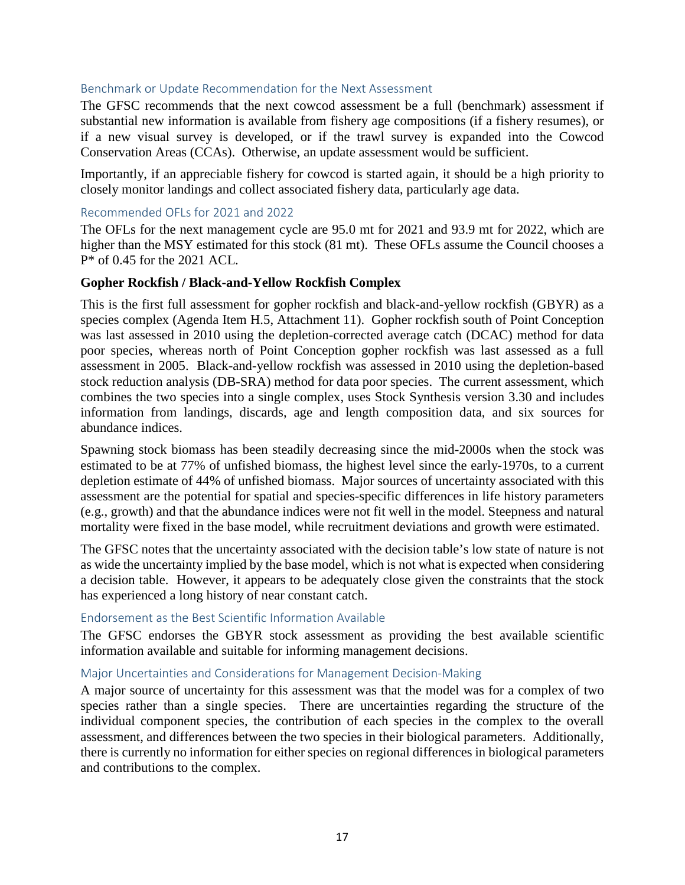#### Benchmark or Update Recommendation for the Next Assessment

The GFSC recommends that the next cowcod assessment be a full (benchmark) assessment if substantial new information is available from fishery age compositions (if a fishery resumes), or if a new visual survey is developed, or if the trawl survey is expanded into the Cowcod Conservation Areas (CCAs). Otherwise, an update assessment would be sufficient.

Importantly, if an appreciable fishery for cowcod is started again, it should be a high priority to closely monitor landings and collect associated fishery data, particularly age data.

#### Recommended OFLs for 2021 and 2022

The OFLs for the next management cycle are 95.0 mt for 2021 and 93.9 mt for 2022, which are higher than the MSY estimated for this stock (81 mt). These OFLs assume the Council chooses a P* of 0.45 for the 2021 ACL.

### Gopher Rockfish / Black-and-Yellow Rockfish Complex

This is the first full assessment for gopher rockfish and black-and-yellow rockfish (GBYR) as a species complex (Agenda Item H.5, Attachment 11). Gopher rockfish south of Point Conception was last assessed in 2010 using the depletion-corrected average catch (DCAC) method for data poor species, whereas north of Point Conception gopher rockfish was last assessed as a full assessment in 2005. Black-and-yellow rockfish was assessed in 2010 using the depletion-based stock reduction analysis (DB-SRA) method for data poor species. The current assessment, which combines the two species into a single complex, uses Stock Synthesis version 3.30 and includes information from landings, discards, age and length composition data, and six sources for abundance indices.

Spawning stock biomass has been steadily decreasing since the mid-2000s when the stock was estimated to be at 77% of unfished biomass, the highest level since the early-1970s, to a current depletion estimate of 44% of unfished biomass. Major sources of uncertainty associated with this assessment are the potential for spatial and species-specific differences in life history parameters (e.g., growth) and that the abundance indices were not fit well in the model. Steepness and natural mortality were fixed in the base model, while recruitment deviations and growth were estimated.

The GFSC notes that the uncertainty associated with the decision table's low state of nature is not as wide the uncertainty implied by the base model, which is not what is expected when considering a decision table. However, it appears to be adequately close given the constraints that the stock has experienced a long history of near constant catch.

#### Endorsement as the Best Scientific Information Available

The GFSC endorses the GBYR stock assessment as providing the best available scientific information available and suitable for informing management decisions.

#### Major Uncertainties and Considerations for Management Decision-Making

A major source of uncertainty for this assessment was that the model was for a complex of two species rather than a single species. There are uncertainties regarding the structure of the individual component species, the contribution of each species in the complex to the overall assessment, and differences between the two species in their biological parameters. Additionally, there is currently no information for either species on regional differences in biological parameters and contributions to the complex.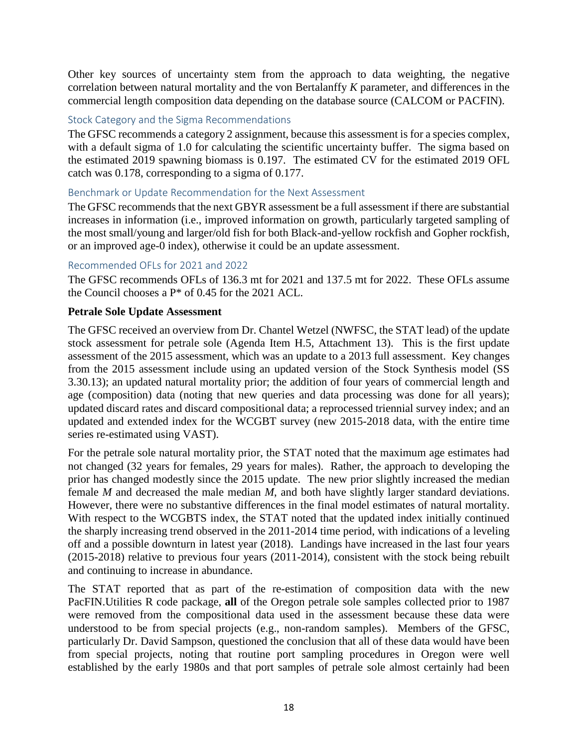Other key sources of uncertainty stem from the approach to data weighting, the negative correlation between natural mortality and the von Bertalanffy *K* parameter, and differences in the commercial length composition data depending on the database source (CALCOM or PACFIN).

### Stock Category and the Sigma Recommendations

The GFSC recommends a category 2 assignment, because this assessment is for a species complex, with a default sigma of 1.0 for calculating the scientific uncertainty buffer. The sigma based on the estimated 2019 spawning biomass is 0.197. The estimated CV for the estimated 2019 OFL catch was 0.178, corresponding to a sigma of 0.177.

### Benchmark or Update Recommendation for the Next Assessment

The GFSC recommends that the next GBYR assessment be a full assessment if there are substantial increases in information (i.e., improved information on growth, particularly targeted sampling of the most small/young and larger/old fish for both Black-and-yellow rockfish and Gopher rockfish, or an improved age-0 index), otherwise it could be an update assessment.

### Recommended OFLs for 2021 and 2022

The GFSC recommends OFLs of 136.3 mt for 2021 and 137.5 mt for 2022. These OFLs assume the Council chooses a P* of 0.45 for the 2021 ACL.

**Petrale Sole Update Assessment**

The GFSC received an overview from Dr. Chantel Wetzel (NWFSC, the STAT lead) of the update stock assessment for petrale sole (Agenda Item H.5, Attachment 13). This is the first update assessment of the 2015 assessment, which was an update to a 2013 full assessment. Key changes from the 2015 assessment include using an updated version of the Stock Synthesis model (SS 3.30.13); an updated natural mortality prior; the addition of four years of commercial length and age (composition) data (noting that new queries and data processing was done for all years); updated discard rates and discard compositional data; a reprocessed triennial survey index; and an updated and extended index for the WCGBT survey (new 2015-2018 data, with the entire time series re-estimated using VAST).

For the petrale sole natural mortality prior, the STAT noted that the maximum age estimates had not changed (32 years for females, 29 years for males). Rather, the approach to developing the prior has changed modestly since the 2015 update. The new prior slightly increased the median female *M* and decreased the male median *M*, and both have slightly larger standard deviations. However, there were no substantive differences in the final model estimates of natural mortality. With respect to the WCGBTS index, the STAT noted that the updated index initially continued the sharply increasing trend observed in the 2011-2014 time period, with indications of a leveling off and a possible downturn in latest year (2018). Landings have increased in the last four years (2015-2018) relative to previous four years (2011-2014), consistent with the stock being rebuilt and continuing to increase in abundance.

The STAT reported that as part of the re-estimation of composition data with the new PacFIN.Utilities R code package, **all** of the Oregon petrale sole samples collected prior to 1987 were removed from the compositional data used in the assessment because these data were understood to be from special projects (e.g., non-random samples). Members of the GFSC, particularly Dr. David Sampson, questioned the conclusion that all of these data would have been from special projects, noting that routine port sampling procedures in Oregon were well established by the early 1980s and that port samples of petrale sole almost certainly had been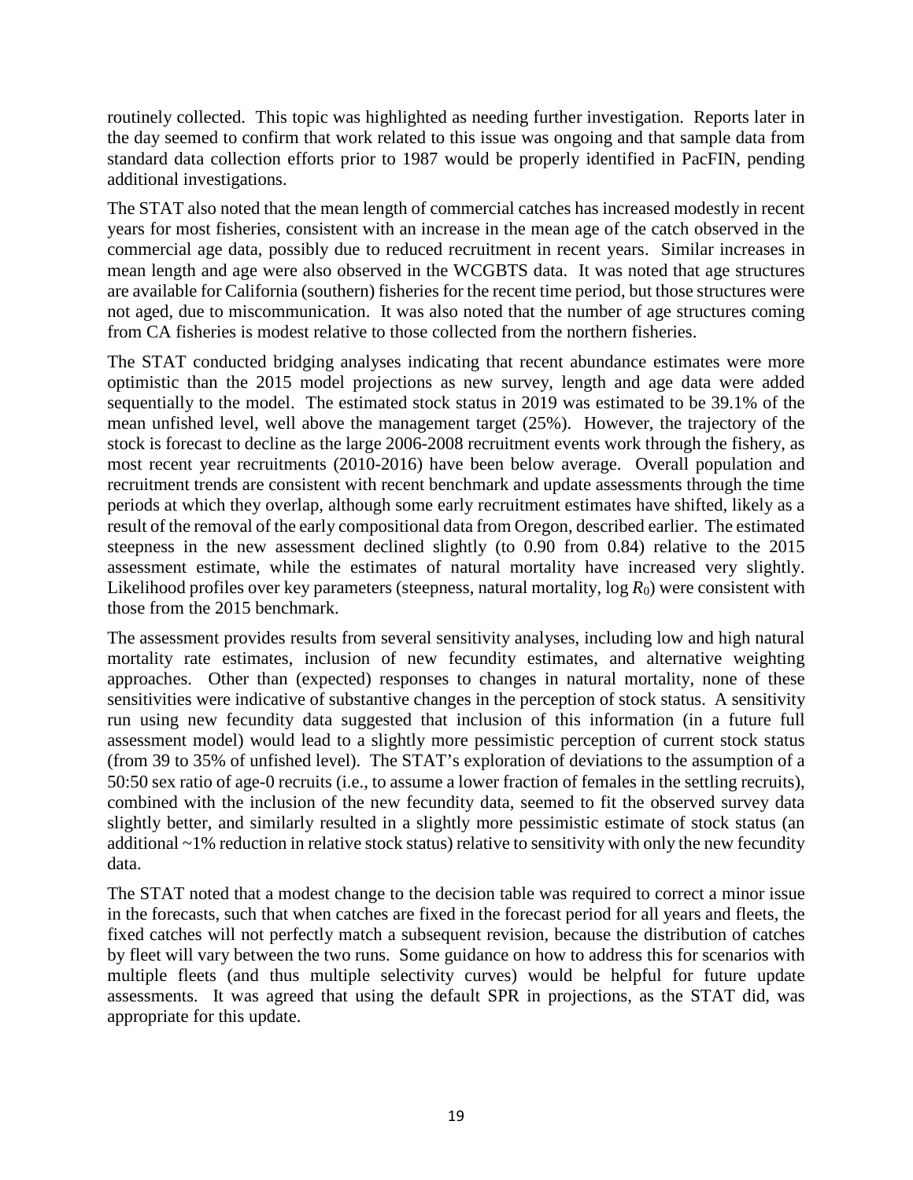routinely collected. This topic was highlighted as needing further investigation. Reports later in the day seemed to confirm that work related to this issue was ongoing and that sample data from standard data collection efforts prior to 1987 would be properly identified in PacFIN, pending additional investigations.

The STAT also noted that the mean length of commercial catches has increased modestly in recent years for most fisheries, consistent with an increase in the mean age of the catch observed in the commercial age data, possibly due to reduced recruitment in recent years. Similar increases in mean length and age were also observed in the WCGBTS data. It was noted that age structures are available for California (southern) fisheries for the recent time period, but those structures were not aged, due to miscommunication. It was also noted that the number of age structures coming from CA fisheries is modest relative to those collected from the northern fisheries.

The STAT conducted bridging analyses indicating that recent abundance estimates were more optimistic than the 2015 model projections as new survey, length and age data were added sequentially to the model. The estimated stock status in 2019 was estimated to be 39.1% of the mean unfished level, well above the management target (25%). However, the trajectory of the stock is forecast to decline as the large 2006-2008 recruitment events work through the fishery, as most recent year recruitments (2010-2016) have been below average. Overall population and recruitment trends are consistent with recent benchmark and update assessments through the time periods at which they overlap, although some early recruitment estimates have shifted, likely as a result of the removal of the early compositional data from Oregon, described earlier. The estimated steepness in the new assessment declined slightly (to 0.90 from 0.84) relative to the 2015 assessment estimate, while the estimates of natural mortality have increased very slightly. Likelihood profiles over key parameters (steepness, natural mortality, log $R_0$) were consistent with those from the 2015 benchmark.

The assessment provides results from several sensitivity analyses, including low and high natural mortality rate estimates, inclusion of new fecundity estimates, and alternative weighting approaches. Other than (expected) responses to changes in natural mortality, none of these sensitivities were indicative of substantive changes in the perception of stock status. A sensitivity run using new fecundity data suggested that inclusion of this information (in a future full assessment model) would lead to a slightly more pessimistic perception of current stock status (from 39 to 35% of unfished level). The STAT's exploration of deviations to the assumption of a 50:50 sex ratio of age-0 recruits (i.e., to assume a lower fraction of females in the settling recruits), combined with the inclusion of the new fecundity data, seemed to fit the observed survey data slightly better, and similarly resulted in a slightly more pessimistic estimate of stock status (an additional ~1% reduction in relative stock status) relative to sensitivity with only the new fecundity data.

The STAT noted that a modest change to the decision table was required to correct a minor issue in the forecasts, such that when catches are fixed in the forecast period for all years and fleets, the fixed catches will not perfectly match a subsequent revision, because the distribution of catches by fleet will vary between the two runs. Some guidance on how to address this for scenarios with multiple fleets (and thus multiple selectivity curves) would be helpful for future update assessments. It was agreed that using the default SPR in projections, as the STAT did, was appropriate for this update.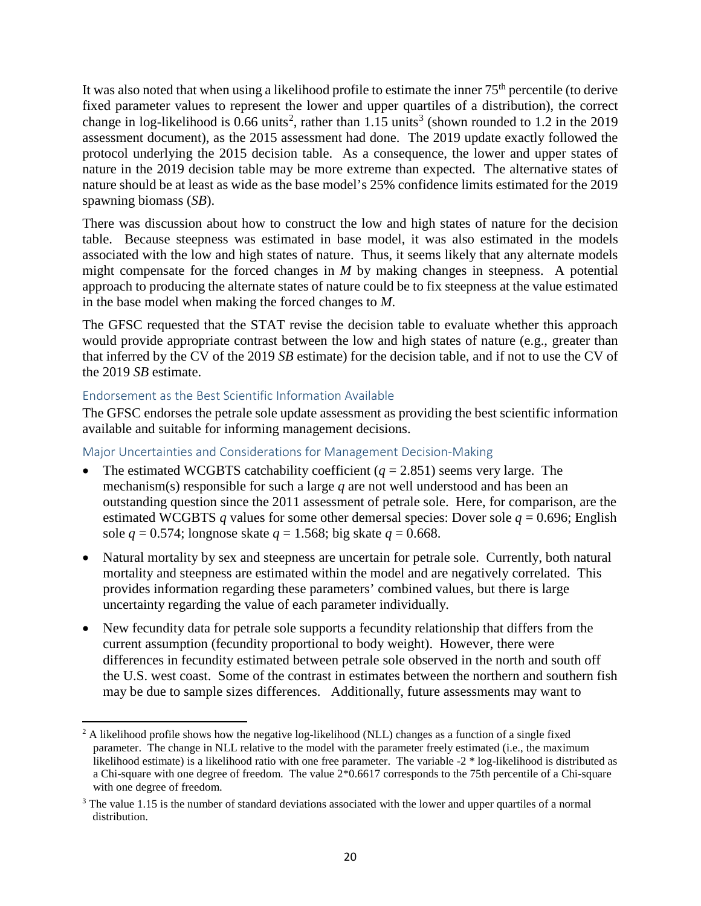It was also noted that when using a likelihood profile to estimate the inner 75[th] percentile (to derive fixed parameter values to represent the lower and upper quartiles of a distribution), the correct change in log-likelihood is 0.66 units[2], rather than 1.15 units[3] (shown rounded to 1.2 in the 2019 assessment document), as the 2015 assessment had done. The 2019 update exactly followed the protocol underlying the 2015 decision table. As a consequence, the lower and upper states of nature in the 2019 decision table may be more extreme than expected. The alternative states of nature should be at least as wide as the base model's 25% confidence limits estimated for the 2019 spawning biomass (*SB*).

There was discussion about how to construct the low and high states of nature for the decision table. Because steepness was estimated in base model, it was also estimated in the models associated with the low and high states of nature. Thus, it seems likely that any alternate models might compensate for the forced changes in $M$ by making changes in steepness. A potential approach to producing the alternate states of nature could be to fix steepness at the value estimated in the base model when making the forced changes to $M$.

The GFSC requested that the STAT revise the decision table to evaluate whether this approach would provide appropriate contrast between the low and high states of nature (e.g., greater than that inferred by the CV of the 2019 *SB* estimate) for the decision table, and if not to use the CV of the 2019 *SB* estimate.

### Endorsement as the Best Scientific Information Available

The GFSC endorses the petrale sole update assessment as providing the best scientific information available and suitable for informing management decisions.

### Major Uncertainties and Considerations for Management Decision-Making

- The estimated WCGBTS catchability coefficient ($q = 2.851$) seems very large. The mechanism(s) responsible for such a large $q$ are not well understood and has been an outstanding question since the 2011 assessment of petrale sole. Here, for comparison, are the estimated WCGBTS $q$ values for some other demersal species: Dover sole $q = 0.696$; English sole $q = 0.574$; longnose skate $q = 1.568$; big skate $q = 0.668$.
- Natural mortality by sex and steepness are uncertain for petrale sole. Currently, both natural mortality and steepness are estimated within the model and are negatively correlated. This provides information regarding these parameters' combined values, but there is large uncertainty regarding the value of each parameter individually.
- New fecundity data for petrale sole supports a fecundity relationship that differs from the current assumption (fecundity proportional to body weight). However, there were differences in fecundity estimated between petrale sole observed in the north and south off the U.S. west coast. Some of the contrast in estimates between the northern and southern fish may be due to sample sizes differences. Additionally, future assessments may want to

[2] A likelihood profile shows how the negative log-likelihood (NLL) changes as a function of a single fixed parameter. The change in NLL relative to the model with the parameter freely estimated (i.e., the maximum likelihood estimate) is a likelihood ratio with one free parameter. The variable -2 * log-likelihood is distributed as a Chi-square with one degree of freedom. The value 2*0.6617 corresponds to the 75th percentile of a Chi-square with one degree of freedom.

[3] The value 1.15 is the number of standard deviations associated with the lower and upper quartiles of a normal distribution.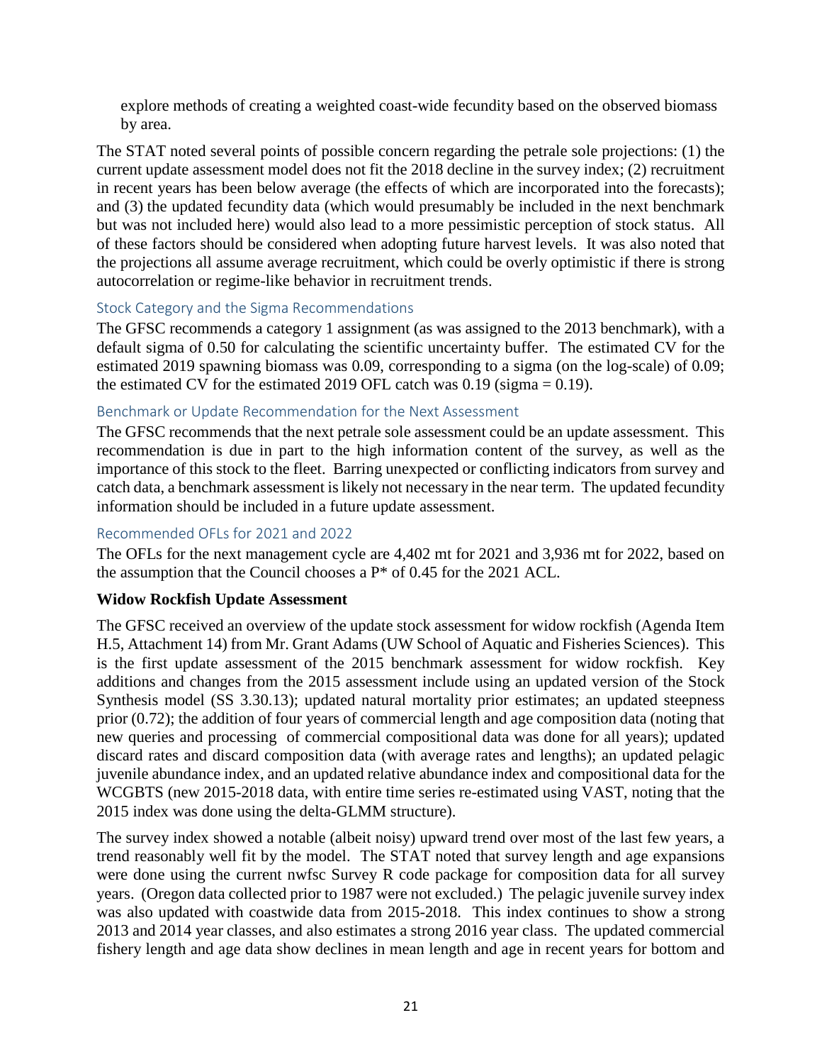explore methods of creating a weighted coast-wide fecundity based on the observed biomass by area.

The STAT noted several points of possible concern regarding the petrale sole projections: (1) the current update assessment model does not fit the 2018 decline in the survey index; (2) recruitment in recent years has been below average (the effects of which are incorporated into the forecasts); and (3) the updated fecundity data (which would presumably be included in the next benchmark but was not included here) would also lead to a more pessimistic perception of stock status. All of these factors should be considered when adopting future harvest levels. It was also noted that the projections all assume average recruitment, which could be overly optimistic if there is strong autocorrelation or regime-like behavior in recruitment trends.

### Stock Category and the Sigma Recommendations

The GFSC recommends a category 1 assignment (as was assigned to the 2013 benchmark), with a default sigma of 0.50 for calculating the scientific uncertainty buffer. The estimated CV for the estimated 2019 spawning biomass was 0.09, corresponding to a sigma (on the log-scale) of 0.09; the estimated CV for the estimated 2019 OFL catch was 0.19 (sigma = 0.19).

### Benchmark or Update Recommendation for the Next Assessment

The GFSC recommends that the next petrale sole assessment could be an update assessment. This recommendation is due in part to the high information content of the survey, as well as the importance of this stock to the fleet. Barring unexpected or conflicting indicators from survey and catch data, a benchmark assessment is likely not necessary in the near term. The updated fecundity information should be included in a future update assessment.

### Recommended OFLs for 2021 and 2022

The OFLs for the next management cycle are 4,402 mt for 2021 and 3,936 mt for 2022, based on the assumption that the Council chooses a P* of 0.45 for the 2021 ACL.

**Widow Rockfish Update Assessment**

The GFSC received an overview of the update stock assessment for widow rockfish (Agenda Item H.5, Attachment 14) from Mr. Grant Adams (UW School of Aquatic and Fisheries Sciences). This is the first update assessment of the 2015 benchmark assessment for widow rockfish. Key additions and changes from the 2015 assessment include using an updated version of the Stock Synthesis model (SS 3.30.13); updated natural mortality prior estimates; an updated steepness prior (0.72); the addition of four years of commercial length and age composition data (noting that new queries and processing of commercial compositional data was done for all years); updated discard rates and discard composition data (with average rates and lengths); an updated pelagic juvenile abundance index, and an updated relative abundance index and compositional data for the WCGBTS (new 2015-2018 data, with entire time series re-estimated using VAST, noting that the 2015 index was done using the delta-GLMM structure).

The survey index showed a notable (albeit noisy) upward trend over most of the last few years, a trend reasonably well fit by the model. The STAT noted that survey length and age expansions were done using the current nwfsc Survey R code package for composition data for all survey years. (Oregon data collected prior to 1987 were not excluded.) The pelagic juvenile survey index was also updated with coastwide data from 2015-2018. This index continues to show a strong 2013 and 2014 year classes, and also estimates a strong 2016 year class. The updated commercial fishery length and age data show declines in mean length and age in recent years for bottom and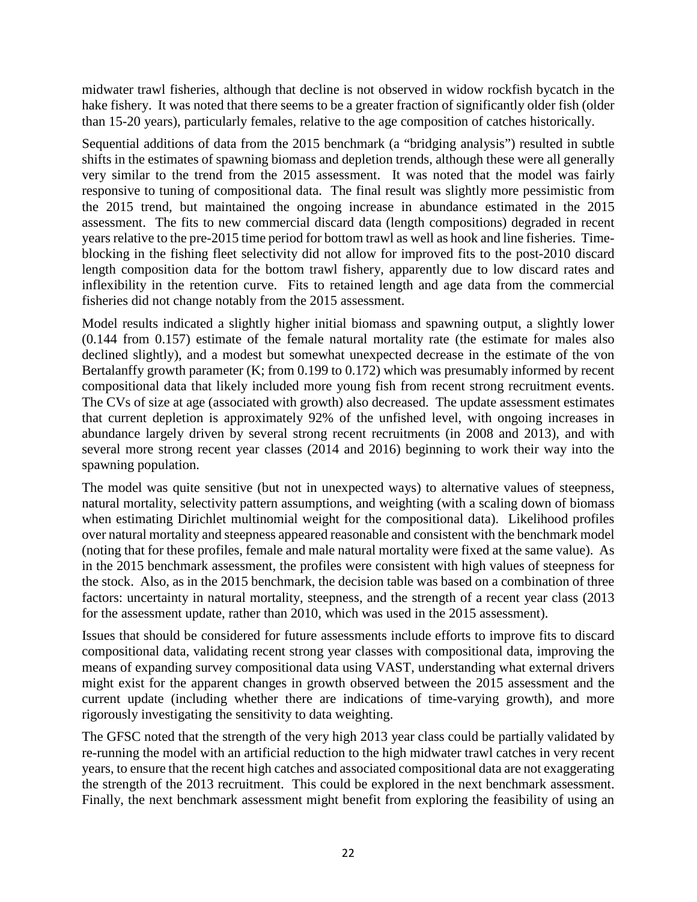midwater trawl fisheries, although that decline is not observed in widow rockfish bycatch in the hake fishery. It was noted that there seems to be a greater fraction of significantly older fish (older than 15-20 years), particularly females, relative to the age composition of catches historically.

Sequential additions of data from the 2015 benchmark (a "bridging analysis") resulted in subtle shifts in the estimates of spawning biomass and depletion trends, although these were all generally very similar to the trend from the 2015 assessment. It was noted that the model was fairly responsive to tuning of compositional data. The final result was slightly more pessimistic from the 2015 trend, but maintained the ongoing increase in abundance estimated in the 2015 assessment. The fits to new commercial discard data (length compositions) degraded in recent years relative to the pre-2015 time period for bottom trawl as well as hook and line fisheries. Time-blocking in the fishing fleet selectivity did not allow for improved fits to the post-2010 discard length composition data for the bottom trawl fishery, apparently due to low discard rates and inflexibility in the retention curve. Fits to retained length and age data from the commercial fisheries did not change notably from the 2015 assessment.

Model results indicated a slightly higher initial biomass and spawning output, a slightly lower (0.144 from 0.157) estimate of the female natural mortality rate (the estimate for males also declined slightly), and a modest but somewhat unexpected decrease in the estimate of the von Bertalanffy growth parameter (K; from 0.199 to 0.172) which was presumably informed by recent compositional data that likely included more young fish from recent strong recruitment events. The CVs of size at age (associated with growth) also decreased. The update assessment estimates that current depletion is approximately 92% of the unfished level, with ongoing increases in abundance largely driven by several strong recent recruitments (in 2008 and 2013), and with several more strong recent year classes (2014 and 2016) beginning to work their way into the spawning population.

The model was quite sensitive (but not in unexpected ways) to alternative values of steepness, natural mortality, selectivity pattern assumptions, and weighting (with a scaling down of biomass when estimating Dirichlet multinomial weight for the compositional data). Likelihood profiles over natural mortality and steepness appeared reasonable and consistent with the benchmark model (noting that for these profiles, female and male natural mortality were fixed at the same value). As in the 2015 benchmark assessment, the profiles were consistent with high values of steepness for the stock. Also, as in the 2015 benchmark, the decision table was based on a combination of three factors: uncertainty in natural mortality, steepness, and the strength of a recent year class (2013 for the assessment update, rather than 2010, which was used in the 2015 assessment).

Issues that should be considered for future assessments include efforts to improve fits to discard compositional data, validating recent strong year classes with compositional data, improving the means of expanding survey compositional data using VAST, understanding what external drivers might exist for the apparent changes in growth observed between the 2015 assessment and the current update (including whether there are indications of time-varying growth), and more rigorously investigating the sensitivity to data weighting.

The GFSC noted that the strength of the very high 2013 year class could be partially validated by re-running the model with an artificial reduction to the high midwater trawl catches in very recent years, to ensure that the recent high catches and associated compositional data are not exaggerating the strength of the 2013 recruitment. This could be explored in the next benchmark assessment. Finally, the next benchmark assessment might benefit from exploring the feasibility of using an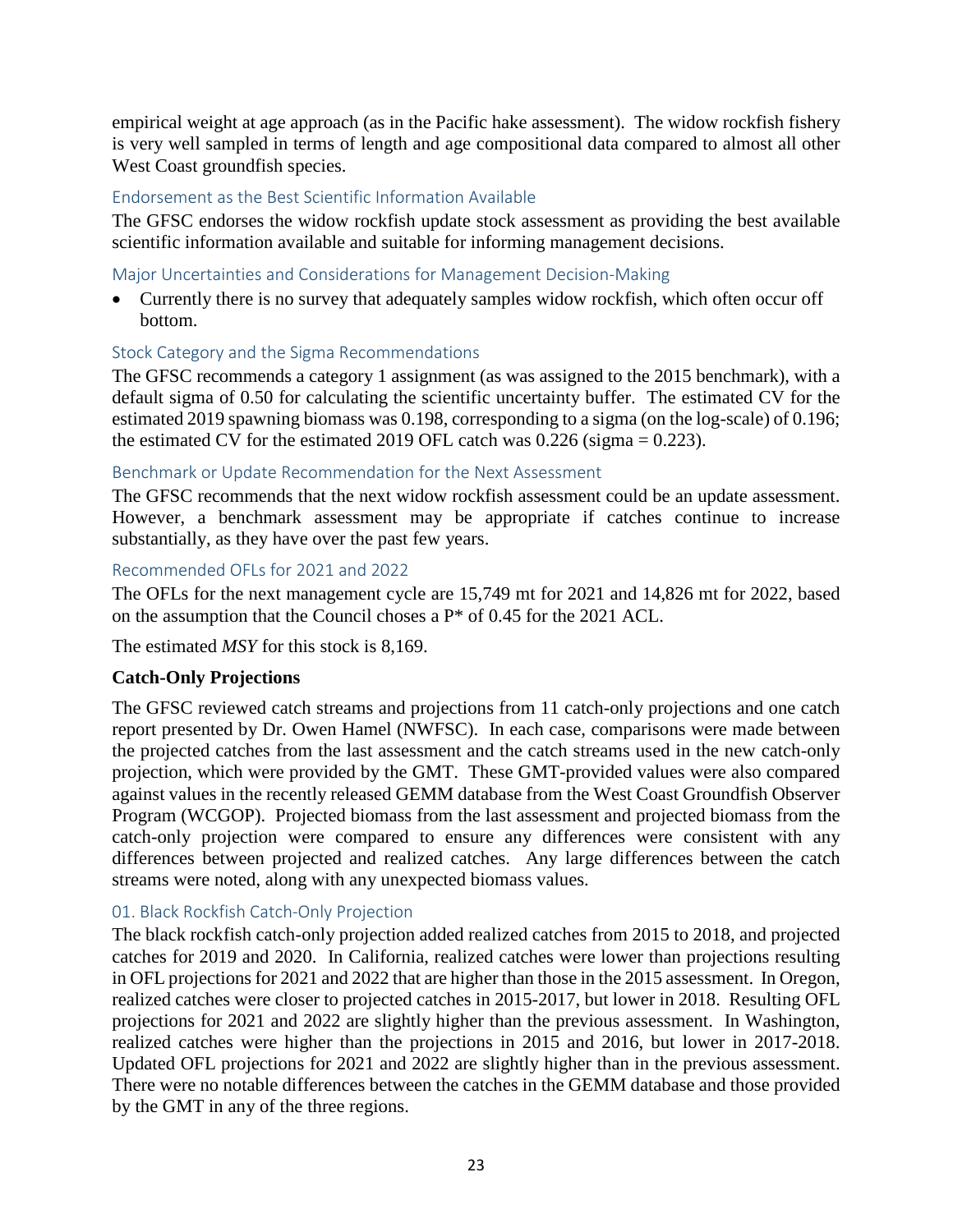empirical weight at age approach (as in the Pacific hake assessment). The widow rockfish fishery is very well sampled in terms of length and age compositional data compared to almost all other West Coast groundfish species.

### Endorsement as the Best Scientific Information Available

The GFSC endorses the widow rockfish update stock assessment as providing the best available scientific information available and suitable for informing management decisions.

### Major Uncertainties and Considerations for Management Decision-Making

- Currently there is no survey that adequately samples widow rockfish, which often occur off bottom.

### Stock Category and the Sigma Recommendations

The GFSC recommends a category 1 assignment (as was assigned to the 2015 benchmark), with a default sigma of 0.50 for calculating the scientific uncertainty buffer. The estimated CV for the estimated 2019 spawning biomass was 0.198, corresponding to a sigma (on the log-scale) of 0.196; the estimated CV for the estimated 2019 OFL catch was 0.226 (sigma = 0.223).

### Benchmark or Update Recommendation for the Next Assessment

The GFSC recommends that the next widow rockfish assessment could be an update assessment. However, a benchmark assessment may be appropriate if catches continue to increase substantially, as they have over the past few years.

### Recommended OFLs for 2021 and 2022

The OFLs for the next management cycle are 15,749 mt for 2021 and 14,826 mt for 2022, based on the assumption that the Council choses a P* of 0.45 for the 2021 ACL.

The estimated *MSY* for this stock is 8,169.

## Catch-Only Projections

The GFSC reviewed catch streams and projections from 11 catch-only projections and one catch report presented by Dr. Owen Hamel (NWFSC). In each case, comparisons were made between the projected catches from the last assessment and the catch streams used in the new catch-only projection, which were provided by the GMT. These GMT-provided values were also compared against values in the recently released GEMM database from the West Coast Groundfish Observer Program (WCGOP). Projected biomass from the last assessment and projected biomass from the catch-only projection were compared to ensure any differences were consistent with any differences between projected and realized catches. Any large differences between the catch streams were noted, along with any unexpected biomass values.

### 01. Black Rockfish Catch-Only Projection

The black rockfish catch-only projection added realized catches from 2015 to 2018, and projected catches for 2019 and 2020. In California, realized catches were lower than projections resulting in OFL projections for 2021 and 2022 that are higher than those in the 2015 assessment. In Oregon, realized catches were closer to projected catches in 2015-2017, but lower in 2018. Resulting OFL projections for 2021 and 2022 are slightly higher than the previous assessment. In Washington, realized catches were higher than the projections in 2015 and 2016, but lower in 2017-2018. Updated OFL projections for 2021 and 2022 are slightly higher than in the previous assessment. There were no notable differences between the catches in the GEMM database and those provided by the GMT in any of the three regions.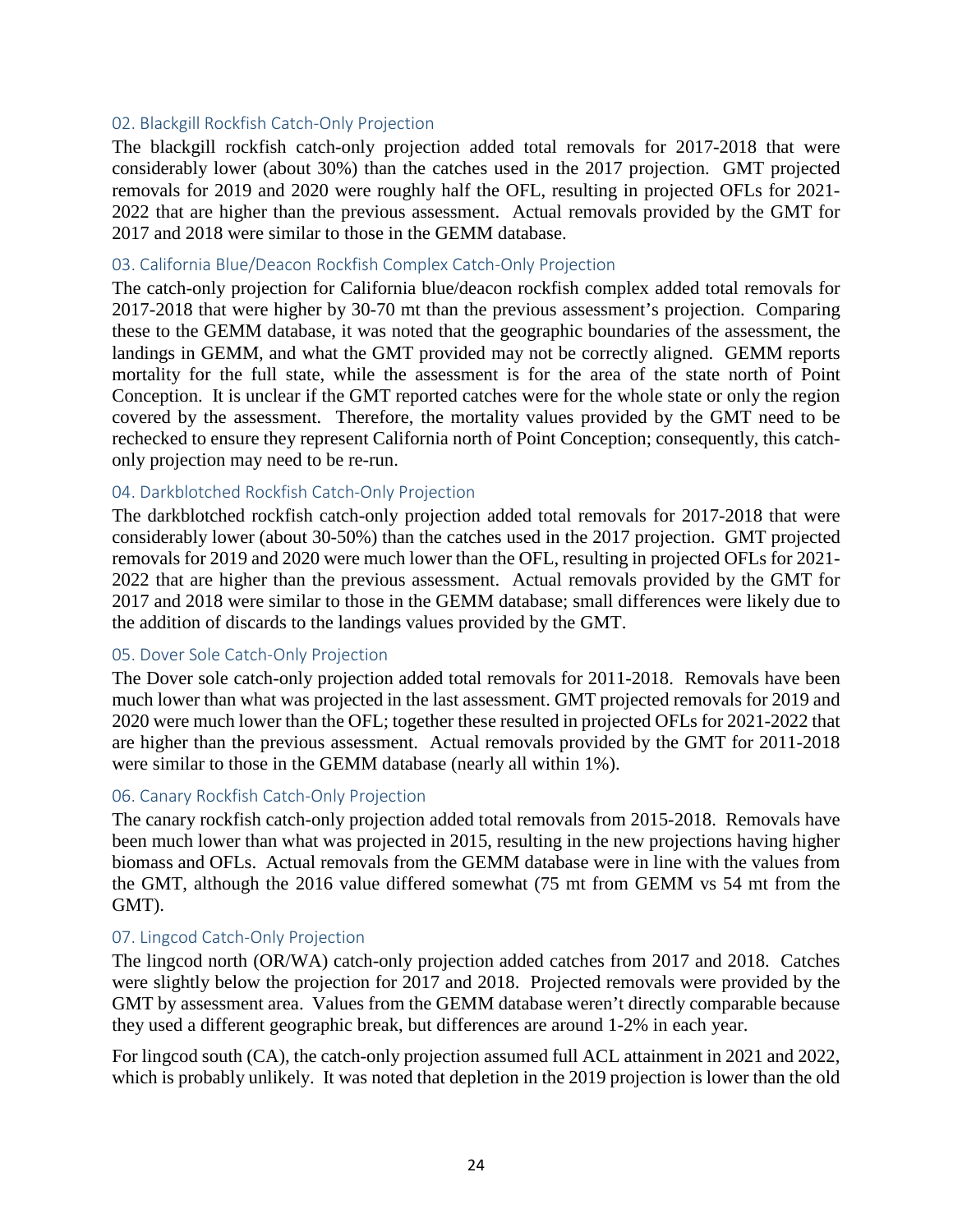### 02. Blackgill Rockfish Catch-Only Projection

The blackgill rockfish catch-only projection added total removals for 2017-2018 that were considerably lower (about 30%) than the catches used in the 2017 projection. GMT projected removals for 2019 and 2020 were roughly half the OFL, resulting in projected OFLs for 2021-2022 that are higher than the previous assessment. Actual removals provided by the GMT for 2017 and 2018 were similar to those in the GEMM database.

### 03. California Blue/Deacon Rockfish Complex Catch-Only Projection

The catch-only projection for California blue/deacon rockfish complex added total removals for 2017-2018 that were higher by 30-70 mt than the previous assessment's projection. Comparing these to the GEMM database, it was noted that the geographic boundaries of the assessment, the landings in GEMM, and what the GMT provided may not be correctly aligned. GEMM reports mortality for the full state, while the assessment is for the area of the state north of Point Conception. It is unclear if the GMT reported catches were for the whole state or only the region covered by the assessment. Therefore, the mortality values provided by the GMT need to be rechecked to ensure they represent California north of Point Conception; consequently, this catch-only projection may need to be re-run.

### 04. Darkblotched Rockfish Catch-Only Projection

The darkblotched rockfish catch-only projection added total removals for 2017-2018 that were considerably lower (about 30-50%) than the catches used in the 2017 projection. GMT projected removals for 2019 and 2020 were much lower than the OFL, resulting in projected OFLs for 2021-2022 that are higher than the previous assessment. Actual removals provided by the GMT for 2017 and 2018 were similar to those in the GEMM database; small differences were likely due to the addition of discards to the landings values provided by the GMT.

### 05. Dover Sole Catch-Only Projection

The Dover sole catch-only projection added total removals for 2011-2018. Removals have been much lower than what was projected in the last assessment. GMT projected removals for 2019 and 2020 were much lower than the OFL; together these resulted in projected OFLs for 2021-2022 that are higher than the previous assessment. Actual removals provided by the GMT for 2011-2018 were similar to those in the GEMM database (nearly all within 1%).

### 06. Canary Rockfish Catch-Only Projection

The canary rockfish catch-only projection added total removals from 2015-2018. Removals have been much lower than what was projected in 2015, resulting in the new projections having higher biomass and OFLs. Actual removals from the GEMM database were in line with the values from the GMT, although the 2016 value differed somewhat (75 mt from GEMM vs 54 mt from the GMT).

### 07. Lingcod Catch-Only Projection

The lingcod north (OR/WA) catch-only projection added catches from 2017 and 2018. Catches were slightly below the projection for 2017 and 2018. Projected removals were provided by the GMT by assessment area. Values from the GEMM database weren't directly comparable because they used a different geographic break, but differences are around 1-2% in each year.

For lingcod south (CA), the catch-only projection assumed full ACL attainment in 2021 and 2022, which is probably unlikely. It was noted that depletion in the 2019 projection is lower than the old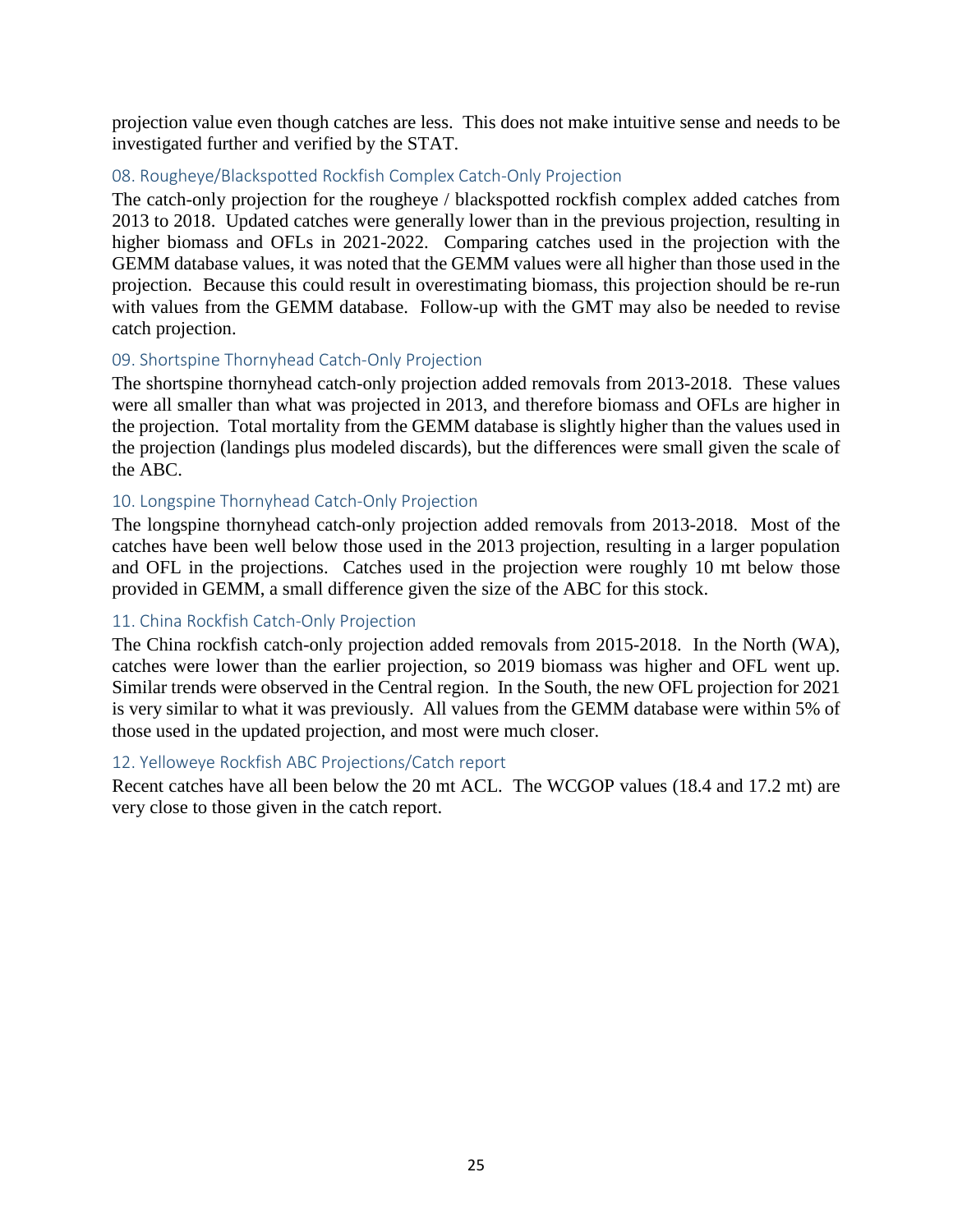projection value even though catches are less. This does not make intuitive sense and needs to be investigated further and verified by the STAT.

### 08. Rougheye/Blackspotted Rockfish Complex Catch-Only Projection

The catch-only projection for the rougheye / blackspotted rockfish complex added catches from 2013 to 2018. Updated catches were generally lower than in the previous projection, resulting in higher biomass and OFLs in 2021-2022. Comparing catches used in the projection with the GEMM database values, it was noted that the GEMM values were all higher than those used in the projection. Because this could result in overestimating biomass, this projection should be re-run with values from the GEMM database. Follow-up with the GMT may also be needed to revise catch projection.

### 09. Shortspine Thornyhead Catch-Only Projection

The shortspine thornyhead catch-only projection added removals from 2013-2018. These values were all smaller than what was projected in 2013, and therefore biomass and OFLs are higher in the projection. Total mortality from the GEMM database is slightly higher than the values used in the projection (landings plus modeled discards), but the differences were small given the scale of the ABC.

### 10. Longspine Thornyhead Catch-Only Projection

The longspine thornyhead catch-only projection added removals from 2013-2018. Most of the catches have been well below those used in the 2013 projection, resulting in a larger population and OFL in the projections. Catches used in the projection were roughly 10 mt below those provided in GEMM, a small difference given the size of the ABC for this stock.

### 11. China Rockfish Catch-Only Projection

The China rockfish catch-only projection added removals from 2015-2018. In the North (WA), catches were lower than the earlier projection, so 2019 biomass was higher and OFL went up. Similar trends were observed in the Central region. In the South, the new OFL projection for 2021 is very similar to what it was previously. All values from the GEMM database were within 5% of those used in the updated projection, and most were much closer.

### 12. Yelloweye Rockfish ABC Projections/Catch report

Recent catches have all been below the 20 mt ACL. The WCGOP values (18.4 and 17.2 mt) are very close to those given in the catch report.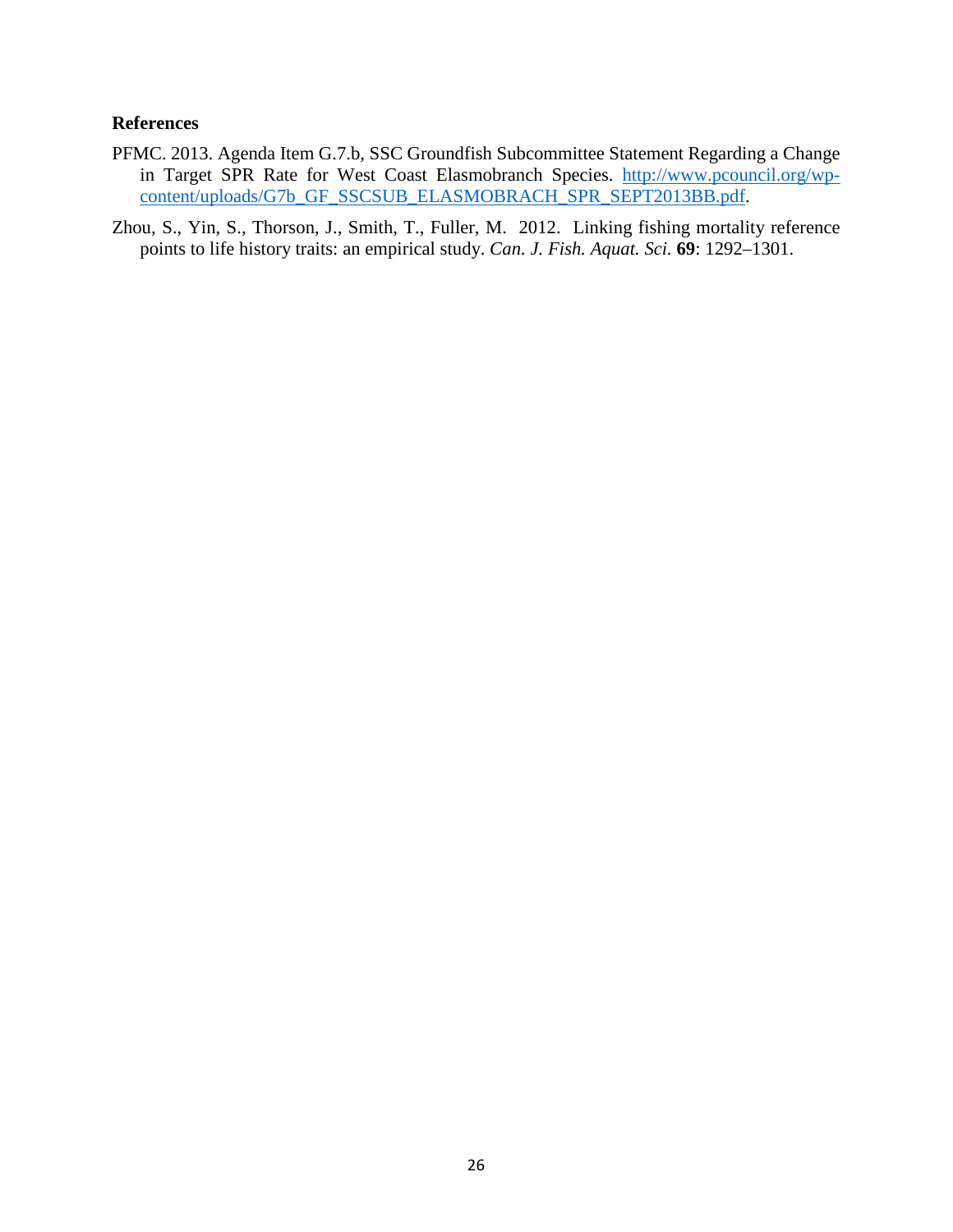**References**

PFMC. 2013. Agenda Item G.7.b, SSC Groundfish Subcommittee Statement Regarding a Change in Target SPR Rate for West Coast Elasmobranch Species. [http://www.pcouncil.org/wp-content/uploads/G7b_GF_SSCSUB_ELASMOBRACH_SPR_SEPT2013BB.pdf](http://www.pcouncil.org/wp-content/uploads/G7b_GF_SSCSUB_ELASMOBRACH_SPR_SEPT2013BB.pdf).

Zhou, S., Yin, S., Thorson, J., Smith, T., Fuller, M. 2012. Linking fishing mortality reference points to life history traits: an empirical study. *Can. J. Fish. Aquat. Sci.* **69**: 1292–1301.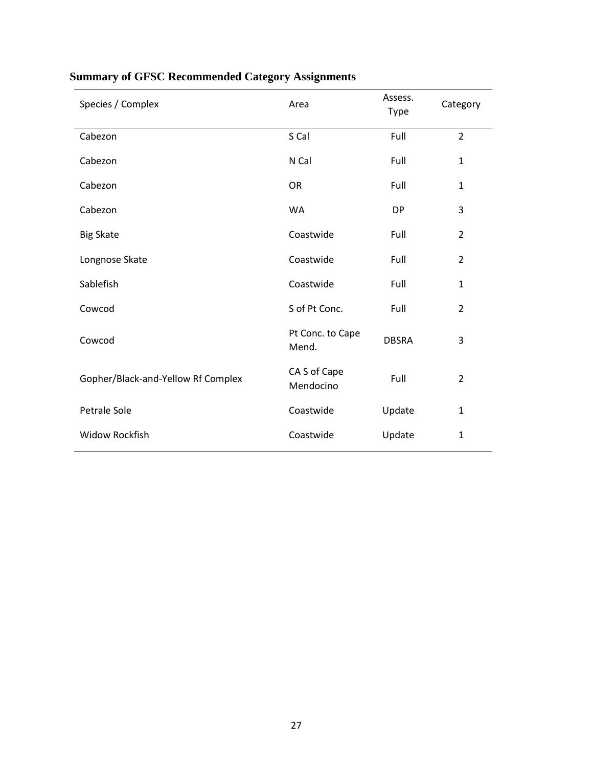## Summary of GFSC Recommended Category Assignments

| Species / Complex | Area | Assess. Type | Category |
|---|---|---|---|
| Cabezon | S Cal | Full | 2 |
| Cabezon | N Cal | Full | 1 |
| Cabezon | OR | Full | 1 |
| Cabezon | WA | DP | 3 |
| Big Skate | Coastwide | Full | 2 |
| Longnose Skate | Coastwide | Full | 2 |
| Sablefish | Coastwide | Full | 1 |
| Cowcod | S of Pt Conc. | Full | 2 |
| Cowcod | Pt Conc. to Cape Mend. | DBSRA | 3 |
| Gopher/Black-and-Yellow Rf Complex | CA S of Cape Mendocino | Full | 2 |
| Petrale Sole | Coastwide | Update | 1 |
| Widow Rockfish | Coastwide | Update | 1 |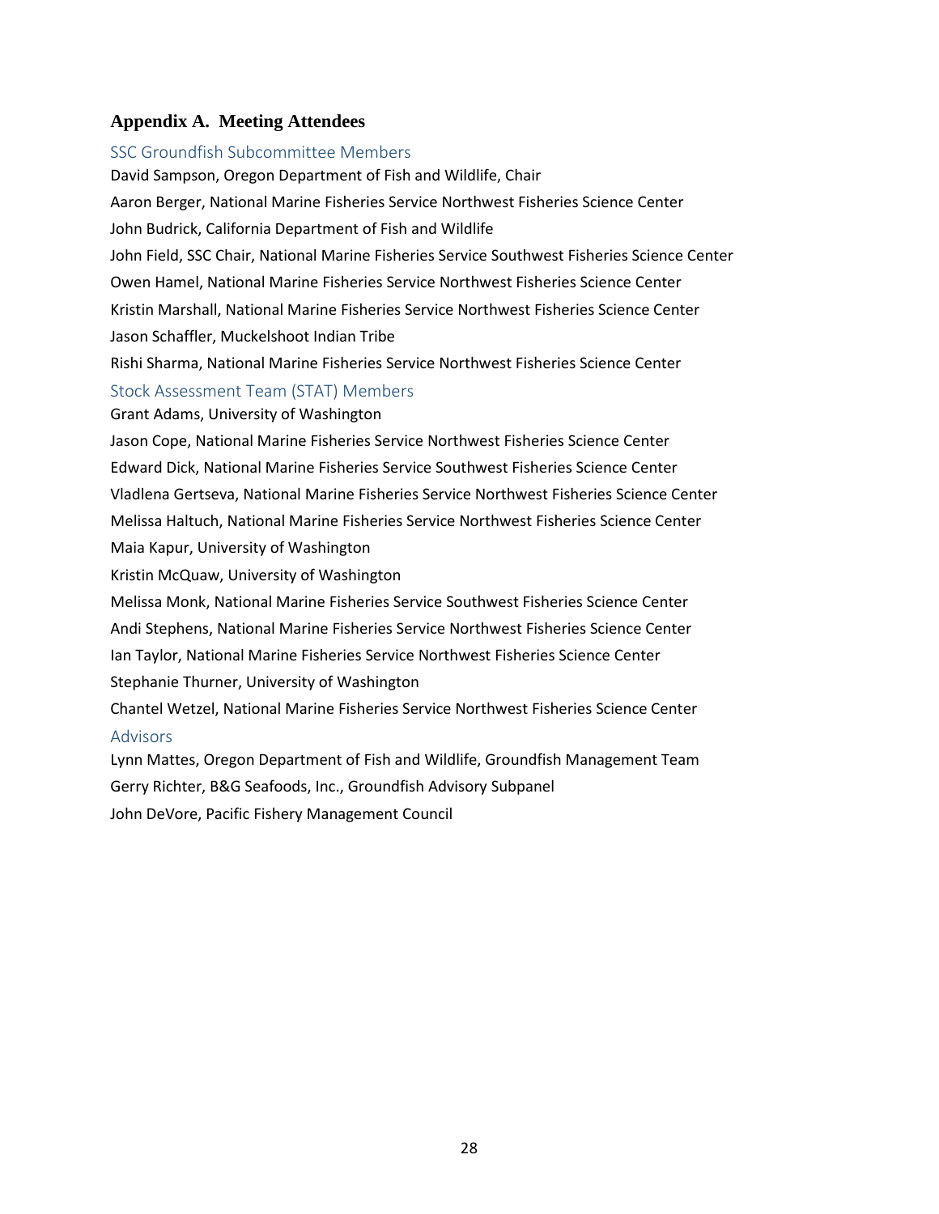## Appendix A. Meeting Attendees

### SSC Groundfish Subcommittee Members

David Sampson, Oregon Department of Fish and Wildlife, Chair

Aaron Berger, National Marine Fisheries Service Northwest Fisheries Science Center

John Budrick, California Department of Fish and Wildlife

John Field, SSC Chair, National Marine Fisheries Service Southwest Fisheries Science Center

Owen Hamel, National Marine Fisheries Service Northwest Fisheries Science Center

Kristin Marshall, National Marine Fisheries Service Northwest Fisheries Science Center

Jason Schaffler, Muckelshoot Indian Tribe

Rishi Sharma, National Marine Fisheries Service Northwest Fisheries Science Center

### Stock Assessment Team (STAT) Members

Grant Adams, University of Washington

Jason Cope, National Marine Fisheries Service Northwest Fisheries Science Center

Edward Dick, National Marine Fisheries Service Southwest Fisheries Science Center

Vladlena Gertseva, National Marine Fisheries Service Northwest Fisheries Science Center

Melissa Haltuch, National Marine Fisheries Service Northwest Fisheries Science Center

Maia Kapur, University of Washington

Kristin McQuaw, University of Washington

Melissa Monk, National Marine Fisheries Service Southwest Fisheries Science Center

Andi Stephens, National Marine Fisheries Service Northwest Fisheries Science Center

Ian Taylor, National Marine Fisheries Service Northwest Fisheries Science Center

Stephanie Thurner, University of Washington

Chantel Wetzel, National Marine Fisheries Service Northwest Fisheries Science Center

### Advisors

Lynn Mattes, Oregon Department of Fish and Wildlife, Groundfish Management Team

Gerry Richter, B&G Seafoods, Inc., Groundfish Advisory Subpanel

John DeVore, Pacific Fishery Management Council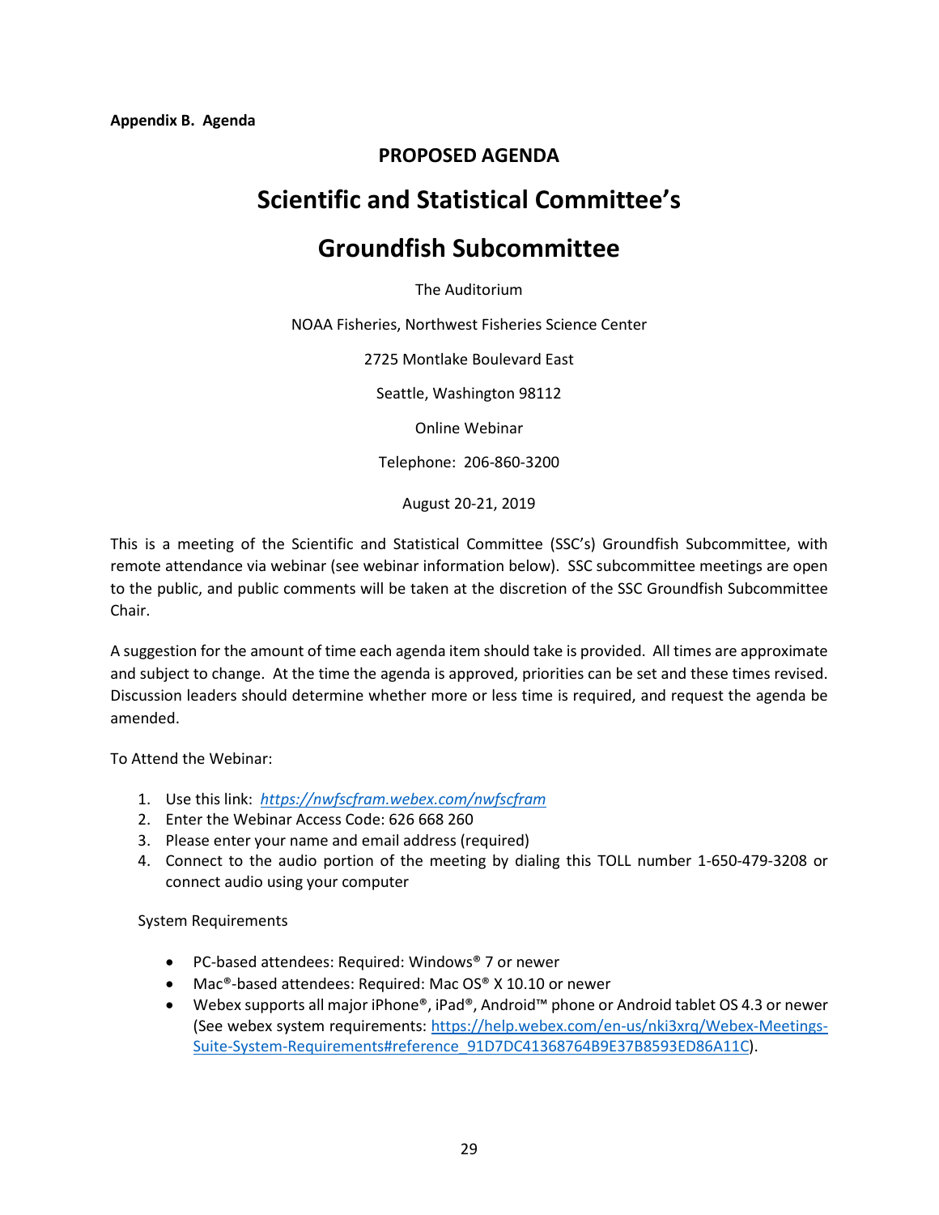**Appendix B. Agenda**

## PROPOSED AGENDA

# Scientific and Statistical Committee's

# Groundfish Subcommittee

The Auditorium

NOAA Fisheries, Northwest Fisheries Science Center

2725 Montlake Boulevard East

Seattle, Washington 98112

Online Webinar

Telephone: 206-860-3200

August 20-21, 2019

This is a meeting of the Scientific and Statistical Committee (SSC's) Groundfish Subcommittee, with remote attendance via webinar (see webinar information below). SSC subcommittee meetings are open to the public, and public comments will be taken at the discretion of the SSC Groundfish Subcommittee Chair.

A suggestion for the amount of time each agenda item should take is provided. All times are approximate and subject to change. At the time the agenda is approved, priorities can be set and these times revised. Discussion leaders should determine whether more or less time is required, and request the agenda be amended.

To Attend the Webinar:

1. Use this link: *https://nwfscfram.webex.com/nwfscfram*
2. Enter the Webinar Access Code: 626 668 260
3. Please enter your name and email address (required)
4. Connect to the audio portion of the meeting by dialing this TOLL number 1-650-479-3208 or connect audio using your computer

System Requirements

- PC-based attendees: Required: Windows® 7 or newer
- Mac®-based attendees: Required: Mac OS® X 10.10 or newer
- Webex supports all major iPhone®, iPad®, Android™ phone or Android tablet OS 4.3 or newer (See webex system requirements: https://help.webex.com/en-us/nki3xrq/Webex-Meetings-Suite-System-Requirements#reference_91D7DC41368764B9E37B8593ED86A11C).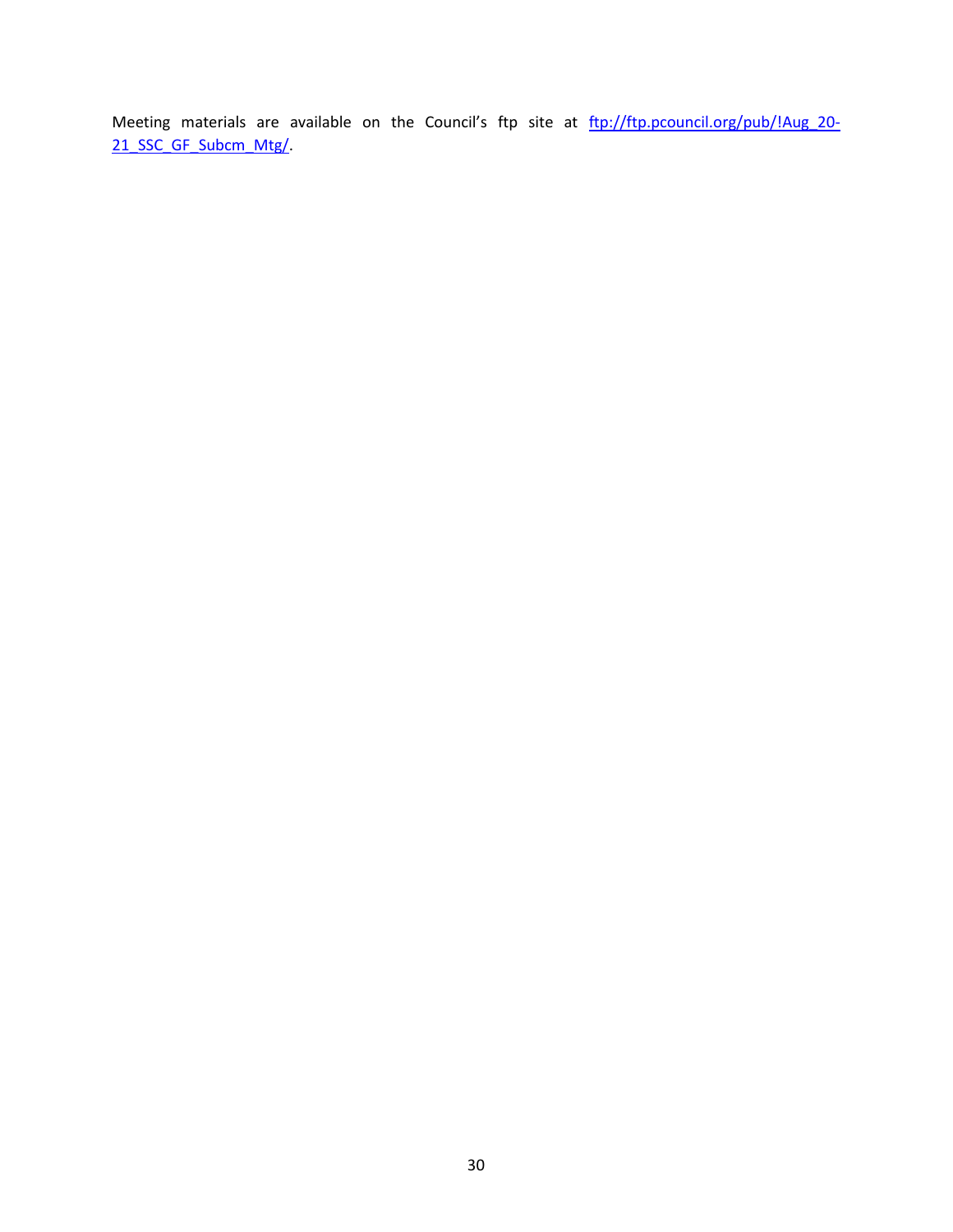Meeting materials are available on the Council's ftp site at [ftp://ftp.pcouncil.org/pub/!Aug_20-21_SSC_GF_Subcm_Mtg/](ftp://ftp.pcouncil.org/pub/!Aug_20-21_SSC_GF_Subcm_Mtg/).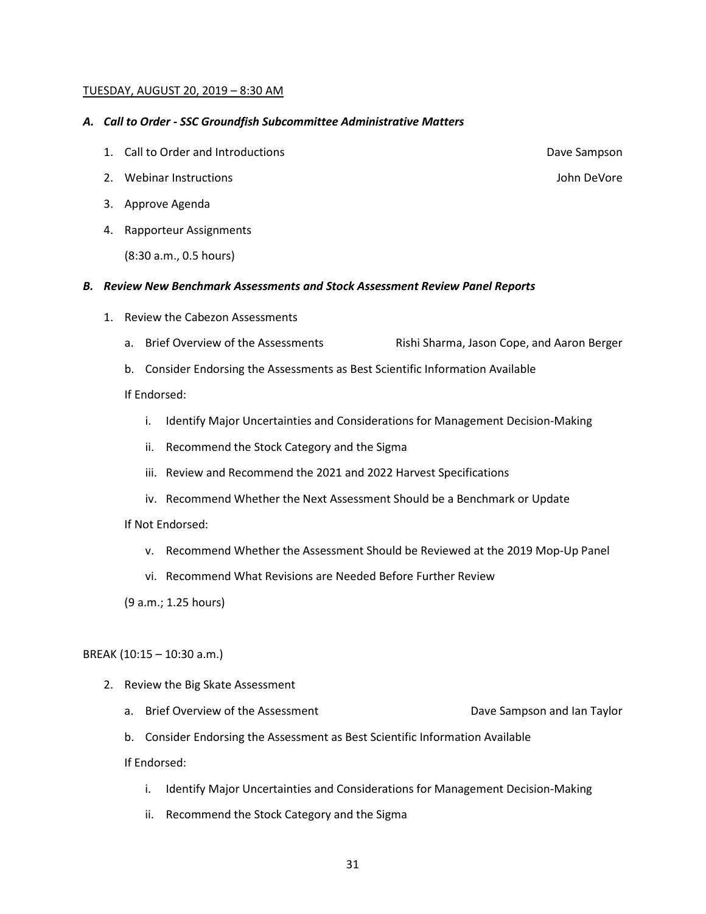TUESDAY, AUGUST 20, 2019 – 8:30 AM

### *A. Call to Order - SSC Groundfish Subcommittee Administrative Matters*

1. Call to Order and Introductions — Dave Sampson
2. Webinar Instructions — John DeVore
3. Approve Agenda
4. Rapporteur Assignments

   (8:30 a.m., 0.5 hours)

### *B. Review New Benchmark Assessments and Stock Assessment Review Panel Reports*

1. Review the Cabezon Assessments

   a. Brief Overview of the Assessments — Rishi Sharma, Jason Cope, and Aaron Berger

   b. Consider Endorsing the Assessments as Best Scientific Information Available

   If Endorsed:

   i. Identify Major Uncertainties and Considerations for Management Decision-Making

   ii. Recommend the Stock Category and the Sigma

   iii. Review and Recommend the 2021 and 2022 Harvest Specifications

   iv. Recommend Whether the Next Assessment Should be a Benchmark or Update

   If Not Endorsed:

   v. Recommend Whether the Assessment Should be Reviewed at the 2019 Mop-Up Panel

   vi. Recommend What Revisions are Needed Before Further Review

   (9 a.m.; 1.25 hours)

BREAK (10:15 – 10:30 a.m.)

2. Review the Big Skate Assessment

   a. Brief Overview of the Assessment — Dave Sampson and Ian Taylor

   b. Consider Endorsing the Assessment as Best Scientific Information Available

   If Endorsed:

   i. Identify Major Uncertainties and Considerations for Management Decision-Making

   ii. Recommend the Stock Category and the Sigma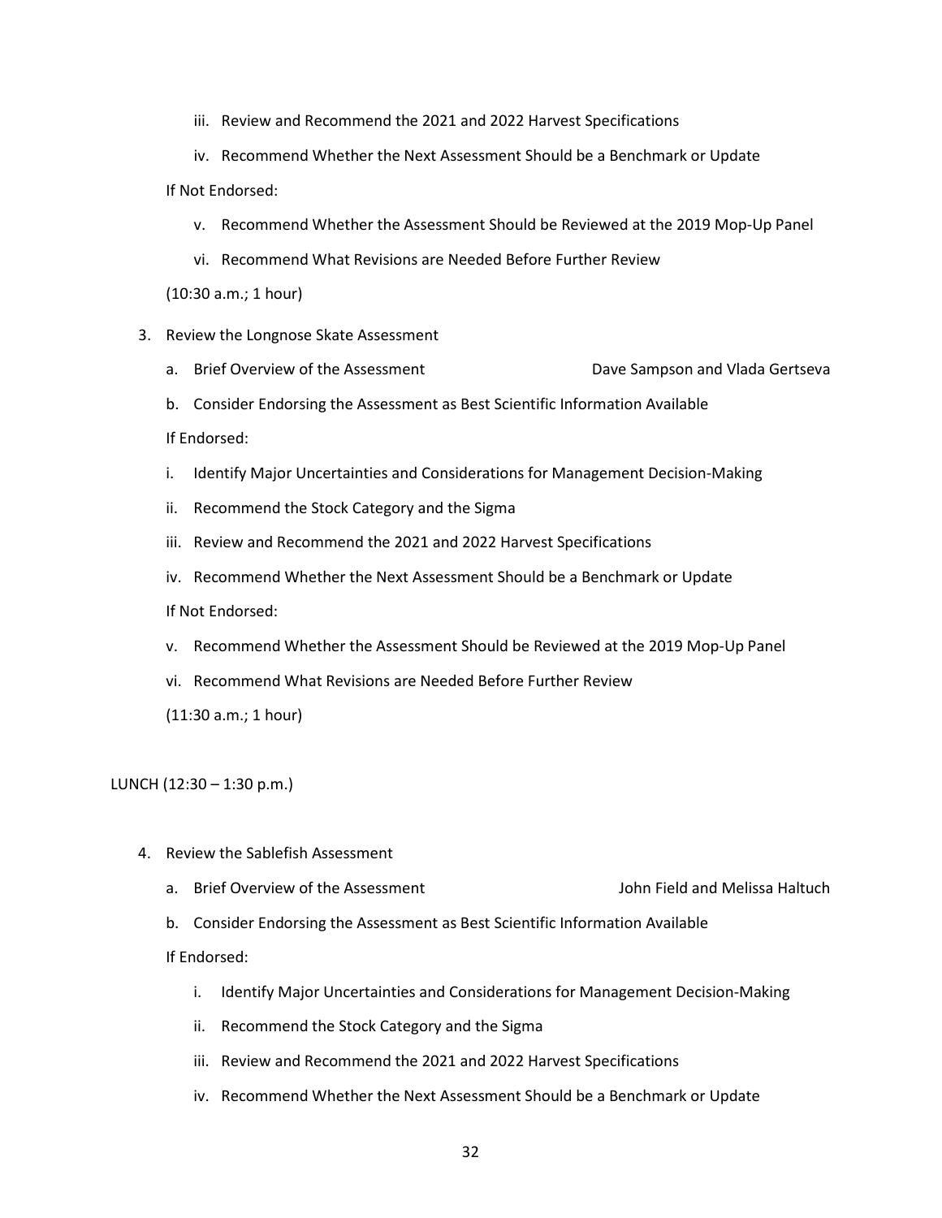iii. Review and Recommend the 2021 and 2022 Harvest Specifications

   iv. Recommend Whether the Next Assessment Should be a Benchmark or Update

   If Not Endorsed:

   v. Recommend Whether the Assessment Should be Reviewed at the 2019 Mop-Up Panel

   vi. Recommend What Revisions are Needed Before Further Review

   (10:30 a.m.; 1 hour)

3. Review the Longnose Skate Assessment

   a. Brief Overview of the Assessment — Dave Sampson and Vlada Gertseva

   b. Consider Endorsing the Assessment as Best Scientific Information Available

   If Endorsed:

   i. Identify Major Uncertainties and Considerations for Management Decision-Making

   ii. Recommend the Stock Category and the Sigma

   iii. Review and Recommend the 2021 and 2022 Harvest Specifications

   iv. Recommend Whether the Next Assessment Should be a Benchmark or Update

   If Not Endorsed:

   v. Recommend Whether the Assessment Should be Reviewed at the 2019 Mop-Up Panel

   vi. Recommend What Revisions are Needed Before Further Review

   (11:30 a.m.; 1 hour)

LUNCH (12:30 – 1:30 p.m.)

4. Review the Sablefish Assessment

   a. Brief Overview of the Assessment — John Field and Melissa Haltuch

   b. Consider Endorsing the Assessment as Best Scientific Information Available

   If Endorsed:

   i. Identify Major Uncertainties and Considerations for Management Decision-Making

   ii. Recommend the Stock Category and the Sigma

   iii. Review and Recommend the 2021 and 2022 Harvest Specifications

   iv. Recommend Whether the Next Assessment Should be a Benchmark or Update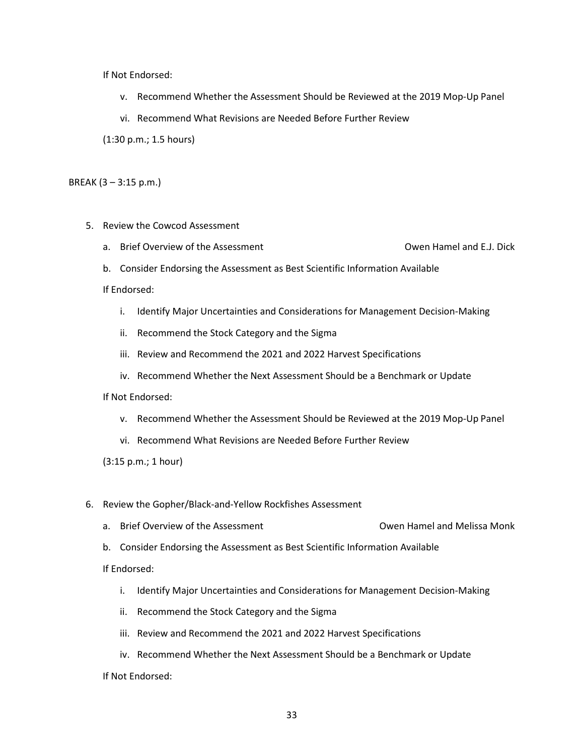If Not Endorsed:

v. Recommend Whether the Assessment Should be Reviewed at the 2019 Mop-Up Panel

vi. Recommend What Revisions are Needed Before Further Review

(1:30 p.m.; 1.5 hours)

BREAK (3 – 3:15 p.m.)

5. Review the Cowcod Assessment

   a. Brief Overview of the Assessment — Owen Hamel and E.J. Dick

   b. Consider Endorsing the Assessment as Best Scientific Information Available

   If Endorsed:

   i. Identify Major Uncertainties and Considerations for Management Decision-Making

   ii. Recommend the Stock Category and the Sigma

   iii. Review and Recommend the 2021 and 2022 Harvest Specifications

   iv. Recommend Whether the Next Assessment Should be a Benchmark or Update

   If Not Endorsed:

   v. Recommend Whether the Assessment Should be Reviewed at the 2019 Mop-Up Panel

   vi. Recommend What Revisions are Needed Before Further Review

   (3:15 p.m.; 1 hour)

6. Review the Gopher/Black-and-Yellow Rockfishes Assessment

   a. Brief Overview of the Assessment — Owen Hamel and Melissa Monk

   b. Consider Endorsing the Assessment as Best Scientific Information Available

   If Endorsed:

   i. Identify Major Uncertainties and Considerations for Management Decision-Making

   ii. Recommend the Stock Category and the Sigma

   iii. Review and Recommend the 2021 and 2022 Harvest Specifications

   iv. Recommend Whether the Next Assessment Should be a Benchmark or Update

   If Not Endorsed: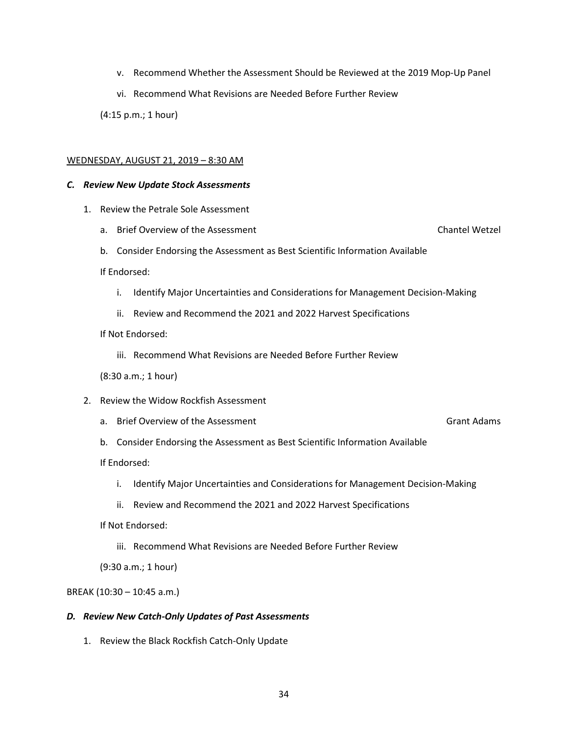v. Recommend Whether the Assessment Should be Reviewed at the 2019 Mop-Up Panel

vi. Recommend What Revisions are Needed Before Further Review

(4:15 p.m.; 1 hour)

WEDNESDAY, AUGUST 21, 2019 – 8:30 AM

***C. Review New Update Stock Assessments***

1. Review the Petrale Sole Assessment
   a. Brief Overview of the Assessment — Chantel Wetzel
   b. Consider Endorsing the Assessment as Best Scientific Information Available

   If Endorsed:

   i. Identify Major Uncertainties and Considerations for Management Decision-Making

   ii. Review and Recommend the 2021 and 2022 Harvest Specifications

   If Not Endorsed:

   iii. Recommend What Revisions are Needed Before Further Review

   (8:30 a.m.; 1 hour)

2. Review the Widow Rockfish Assessment
   a. Brief Overview of the Assessment — Grant Adams
   b. Consider Endorsing the Assessment as Best Scientific Information Available

   If Endorsed:

   i. Identify Major Uncertainties and Considerations for Management Decision-Making

   ii. Review and Recommend the 2021 and 2022 Harvest Specifications

   If Not Endorsed:

   iii. Recommend What Revisions are Needed Before Further Review

   (9:30 a.m.; 1 hour)

BREAK (10:30 – 10:45 a.m.)

***D. Review New Catch-Only Updates of Past Assessments***

1. Review the Black Rockfish Catch-Only Update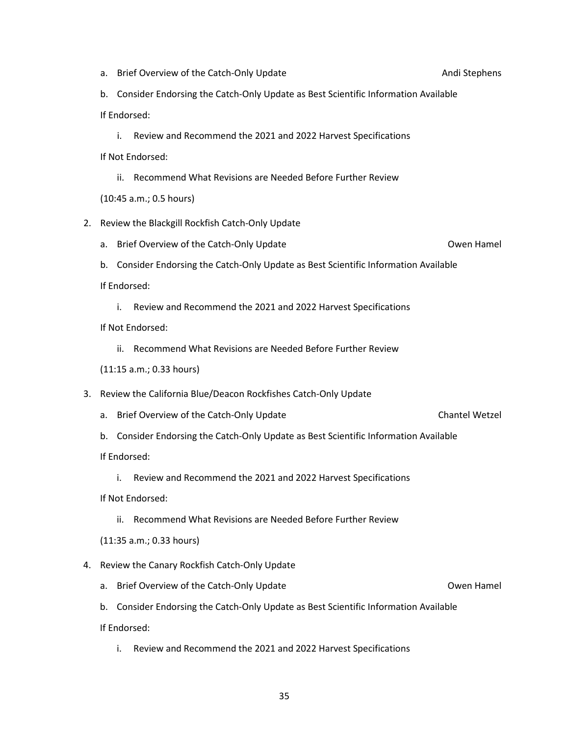a. Brief Overview of the Catch-Only Update — Andi Stephens

b. Consider Endorsing the Catch-Only Update as Best Scientific Information Available

If Endorsed:

i. Review and Recommend the 2021 and 2022 Harvest Specifications

If Not Endorsed:

ii. Recommend What Revisions are Needed Before Further Review

(10:45 a.m.; 0.5 hours)

2. Review the Blackgill Rockfish Catch-Only Update

a. Brief Overview of the Catch-Only Update — Owen Hamel

b. Consider Endorsing the Catch-Only Update as Best Scientific Information Available

If Endorsed:

i. Review and Recommend the 2021 and 2022 Harvest Specifications

If Not Endorsed:

ii. Recommend What Revisions are Needed Before Further Review

(11:15 a.m.; 0.33 hours)

3. Review the California Blue/Deacon Rockfishes Catch-Only Update

a. Brief Overview of the Catch-Only Update — Chantel Wetzel

b. Consider Endorsing the Catch-Only Update as Best Scientific Information Available

If Endorsed:

i. Review and Recommend the 2021 and 2022 Harvest Specifications

If Not Endorsed:

ii. Recommend What Revisions are Needed Before Further Review

(11:35 a.m.; 0.33 hours)

4. Review the Canary Rockfish Catch-Only Update

a. Brief Overview of the Catch-Only Update — Owen Hamel

b. Consider Endorsing the Catch-Only Update as Best Scientific Information Available

If Endorsed:

i. Review and Recommend the 2021 and 2022 Harvest Specifications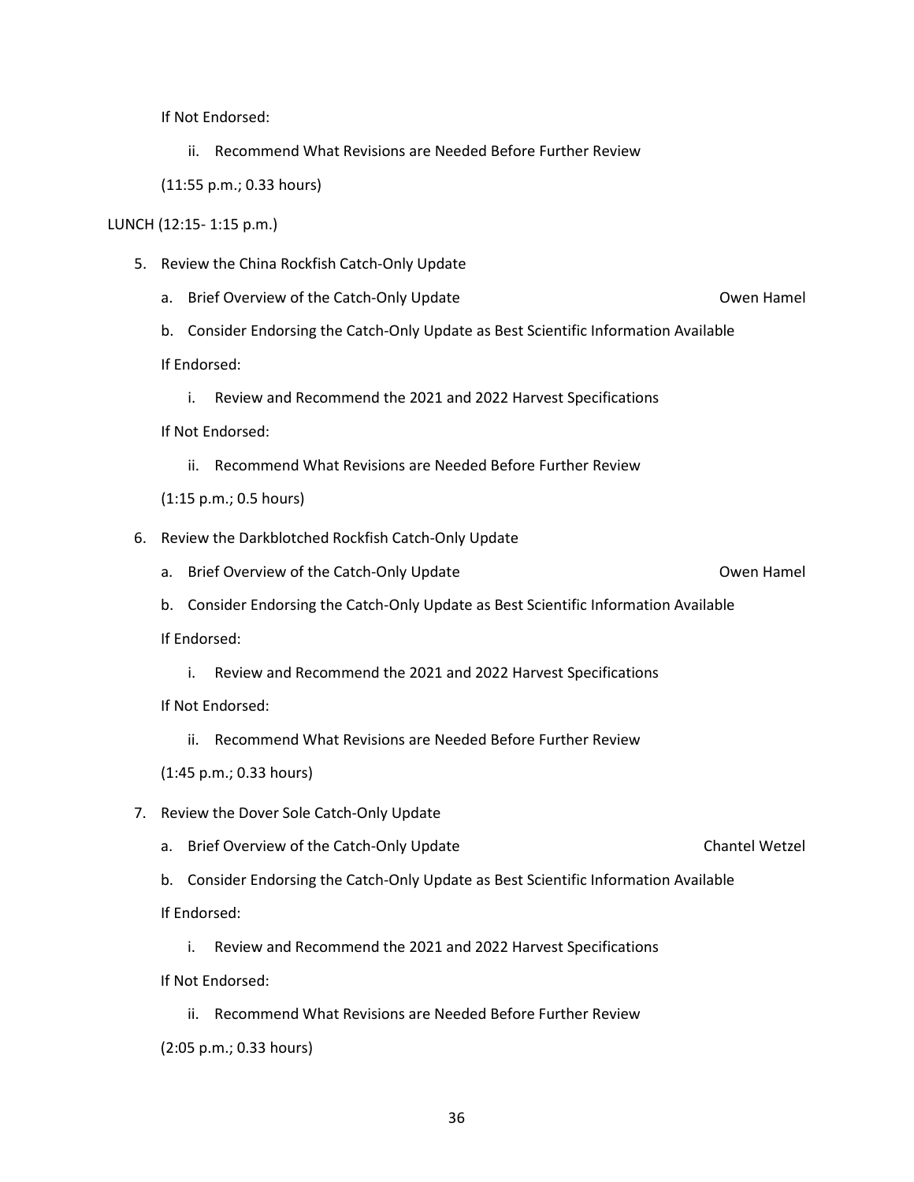If Not Endorsed:

ii. Recommend What Revisions are Needed Before Further Review

(11:55 p.m.; 0.33 hours)

LUNCH (12:15- 1:15 p.m.)

5. Review the China Rockfish Catch-Only Update

   a. Brief Overview of the Catch-Only Update — Owen Hamel

   b. Consider Endorsing the Catch-Only Update as Best Scientific Information Available

   If Endorsed:

   i. Review and Recommend the 2021 and 2022 Harvest Specifications

   If Not Endorsed:

   ii. Recommend What Revisions are Needed Before Further Review

   (1:15 p.m.; 0.5 hours)

6. Review the Darkblotched Rockfish Catch-Only Update

   a. Brief Overview of the Catch-Only Update — Owen Hamel

   b. Consider Endorsing the Catch-Only Update as Best Scientific Information Available

   If Endorsed:

   i. Review and Recommend the 2021 and 2022 Harvest Specifications

   If Not Endorsed:

   ii. Recommend What Revisions are Needed Before Further Review

   (1:45 p.m.; 0.33 hours)

7. Review the Dover Sole Catch-Only Update

   a. Brief Overview of the Catch-Only Update — Chantel Wetzel

   b. Consider Endorsing the Catch-Only Update as Best Scientific Information Available

   If Endorsed:

   i. Review and Recommend the 2021 and 2022 Harvest Specifications

   If Not Endorsed:

   ii. Recommend What Revisions are Needed Before Further Review

   (2:05 p.m.; 0.33 hours)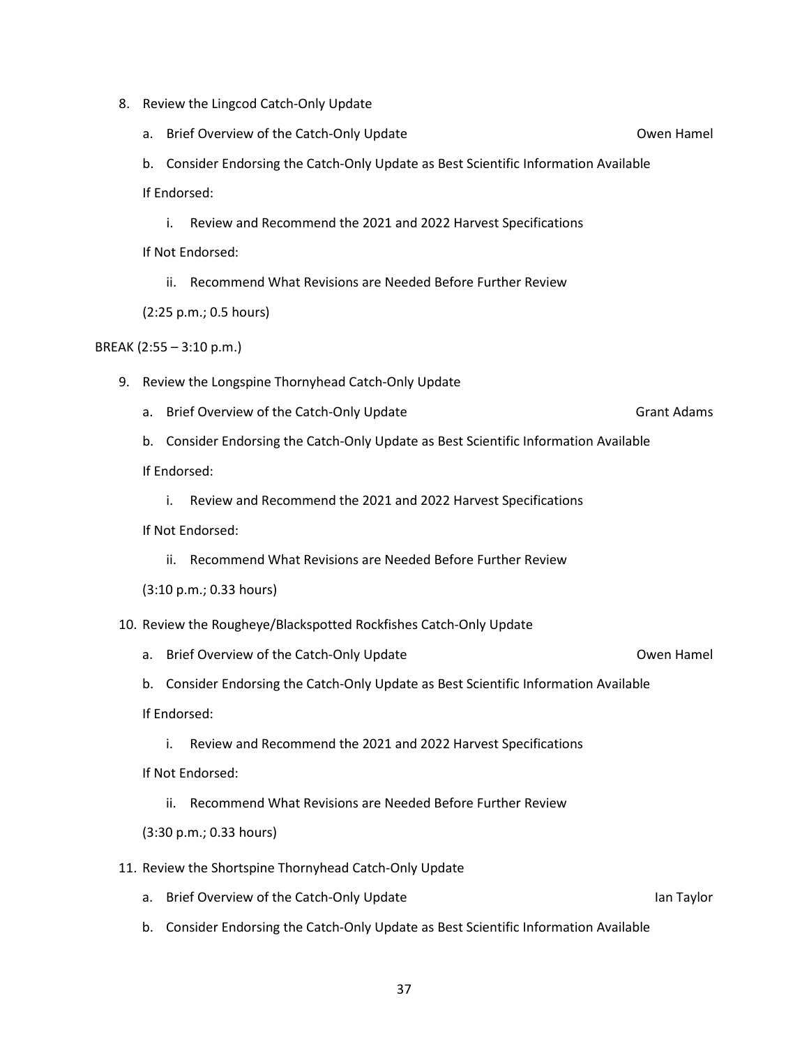8. Review the Lingcod Catch-Only Update
    a. Brief Overview of the Catch-Only Update — Owen Hamel
    b. Consider Endorsing the Catch-Only Update as Best Scientific Information Available

    If Endorsed:

    i. Review and Recommend the 2021 and 2022 Harvest Specifications

    If Not Endorsed:

    ii. Recommend What Revisions are Needed Before Further Review

    (2:25 p.m.; 0.5 hours)

BREAK (2:55 – 3:10 p.m.)

9. Review the Longspine Thornyhead Catch-Only Update
    a. Brief Overview of the Catch-Only Update — Grant Adams
    b. Consider Endorsing the Catch-Only Update as Best Scientific Information Available

    If Endorsed:

    i. Review and Recommend the 2021 and 2022 Harvest Specifications

    If Not Endorsed:

    ii. Recommend What Revisions are Needed Before Further Review

    (3:10 p.m.; 0.33 hours)

10. Review the Rougheye/Blackspotted Rockfishes Catch-Only Update
    a. Brief Overview of the Catch-Only Update — Owen Hamel
    b. Consider Endorsing the Catch-Only Update as Best Scientific Information Available

    If Endorsed:

    i. Review and Recommend the 2021 and 2022 Harvest Specifications

    If Not Endorsed:

    ii. Recommend What Revisions are Needed Before Further Review

    (3:30 p.m.; 0.33 hours)

11. Review the Shortspine Thornyhead Catch-Only Update
    a. Brief Overview of the Catch-Only Update — Ian Taylor
    b. Consider Endorsing the Catch-Only Update as Best Scientific Information Available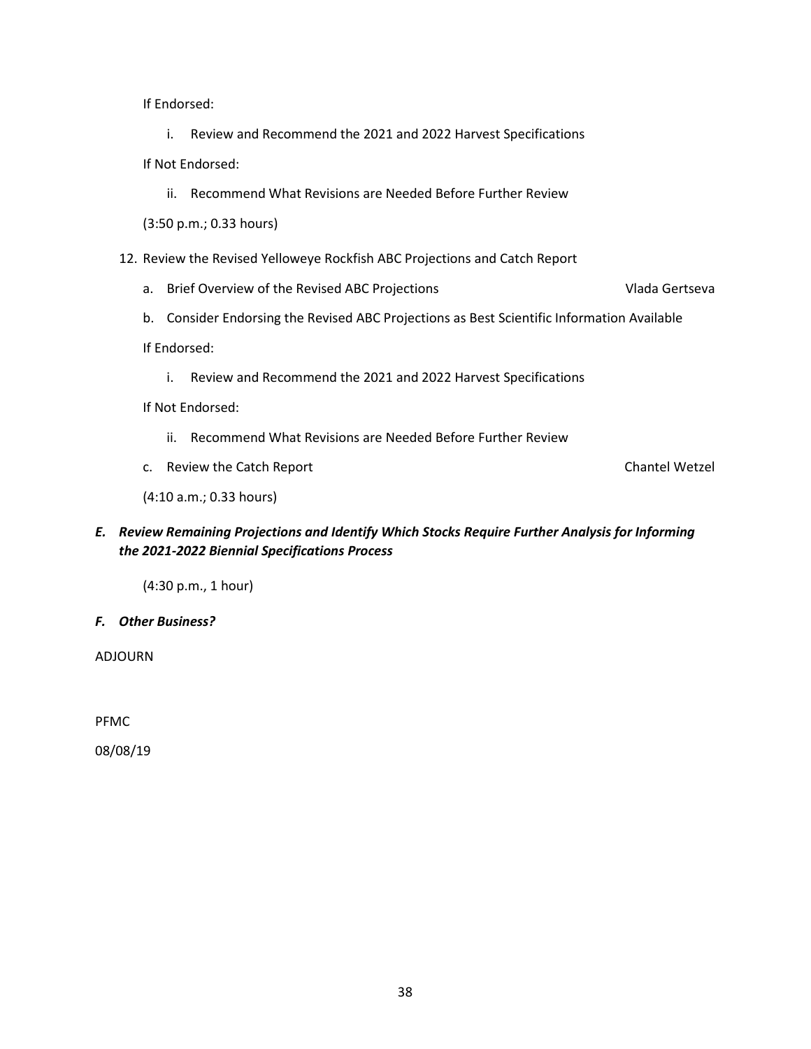If Endorsed:

i. Review and Recommend the 2021 and 2022 Harvest Specifications

If Not Endorsed:

ii. Recommend What Revisions are Needed Before Further Review

(3:50 p.m.; 0.33 hours)

12. Review the Revised Yelloweye Rockfish ABC Projections and Catch Report

    a. Brief Overview of the Revised ABC Projections — Vlada Gertseva

    b. Consider Endorsing the Revised ABC Projections as Best Scientific Information Available

    If Endorsed:

    i. Review and Recommend the 2021 and 2022 Harvest Specifications

    If Not Endorsed:

    ii. Recommend What Revisions are Needed Before Further Review

    c. Review the Catch Report — Chantel Wetzel

    (4:10 a.m.; 0.33 hours)

### *E. Review Remaining Projections and Identify Which Stocks Require Further Analysis for Informing the 2021-2022 Biennial Specifications Process*

(4:30 p.m., 1 hour)

### *F. Other Business?*

ADJOURN

PFMC

08/08/19